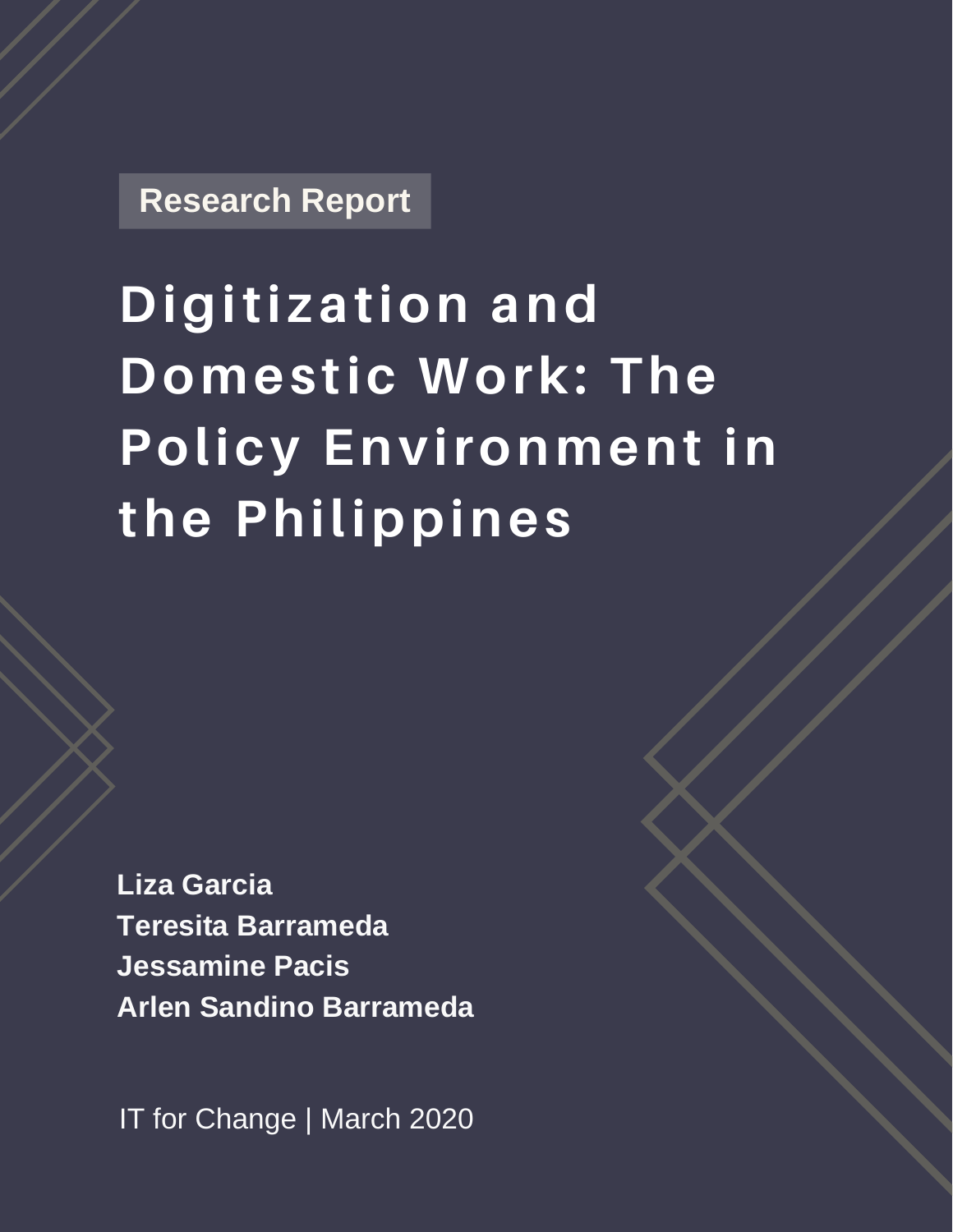Research Report

# Digitization and Domestic Work: The Policy Environment in the Philippines

**Liza Garcia**
**Teresita Barrameda**
**Jessamine Pacis**
**Arlen Sandino Barrameda**

IT for Change | March 2020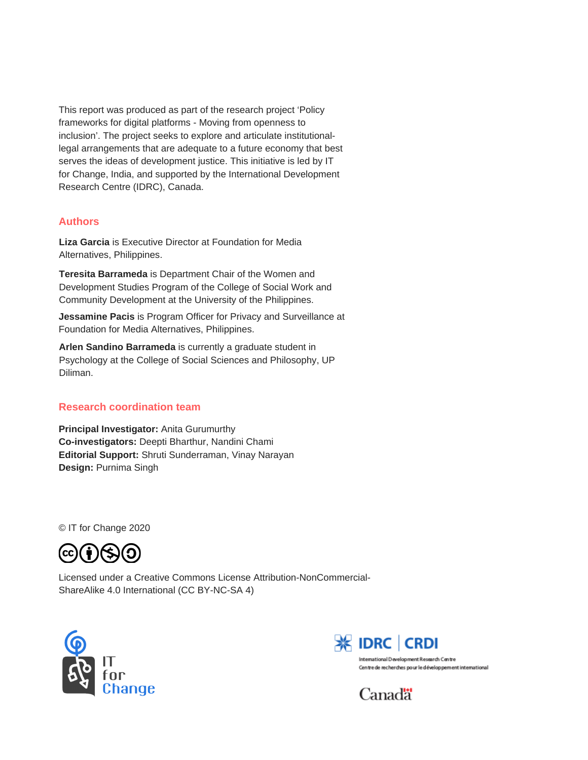This report was produced as part of the research project 'Policy frameworks for digital platforms - Moving from openness to inclusion'. The project seeks to explore and articulate institutional-legal arrangements that are adequate to a future economy that best serves the ideas of development justice. This initiative is led by IT for Change, India, and supported by the International Development Research Centre (IDRC), Canada.

## Authors

**Liza Garcia** is Executive Director at Foundation for Media Alternatives, Philippines.

**Teresita Barrameda** is Department Chair of the Women and Development Studies Program of the College of Social Work and Community Development at the University of the Philippines.

**Jessamine Pacis** is Program Officer for Privacy and Surveillance at Foundation for Media Alternatives, Philippines.

**Arlen Sandino Barrameda** is currently a graduate student in Psychology at the College of Social Sciences and Philosophy, UP Diliman.

## Research coordination team

**Principal Investigator:** Anita Gurumurthy
**Co-investigators:** Deepti Bharthur, Nandini Chami
**Editorial Support:** Shruti Sunderraman, Vinay Narayan
**Design:** Purnima Singh

© IT for Change 2020

Licensed under a Creative Commons License Attribution-NonCommercial-ShareAlike 4.0 International (CC BY-NC-SA 4)

IT for Change

IDRC | CRDI
International Development Research Centre
Centre de recherches pour le développement international

Canada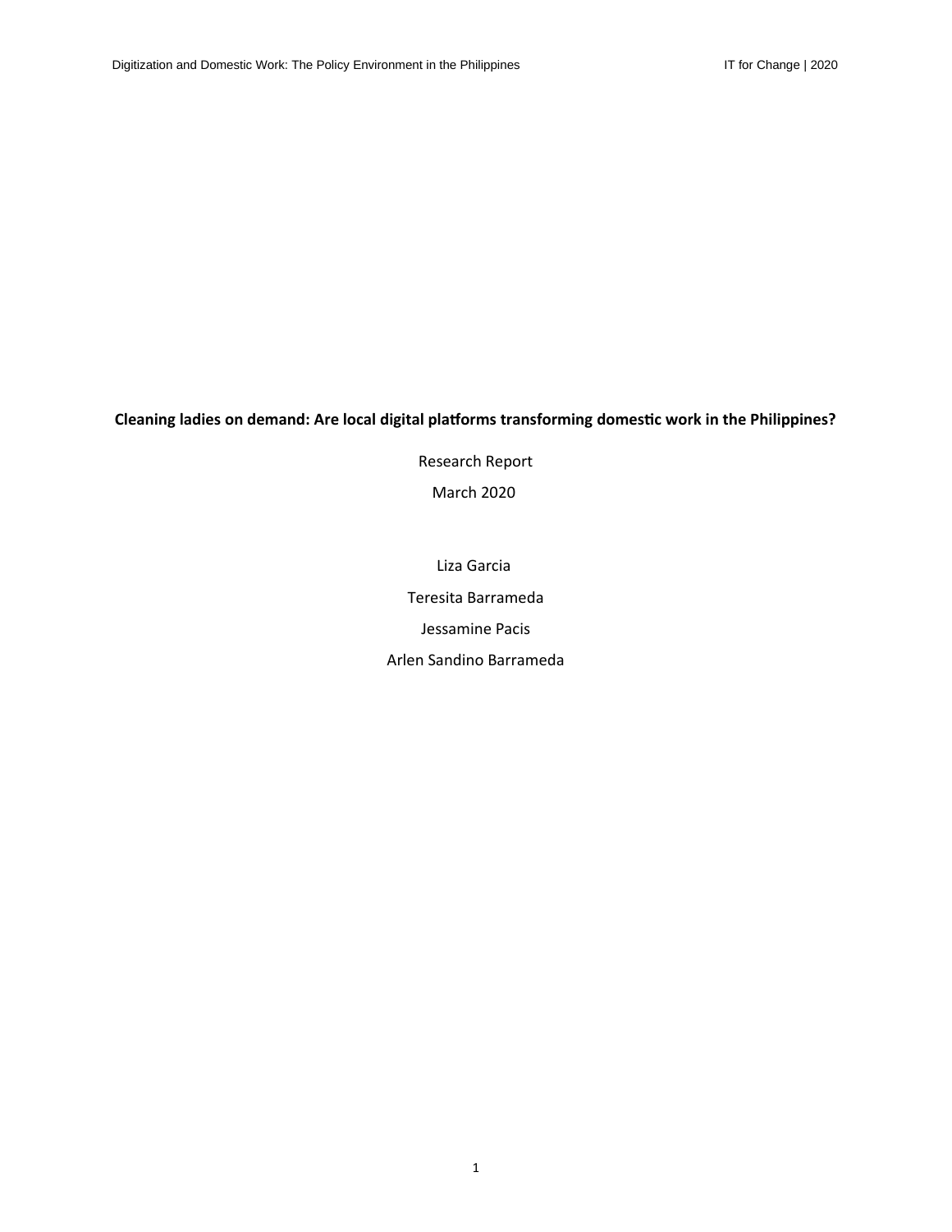**Cleaning ladies on demand: Are local digital platforms transforming domestic work in the Philippines?**

Research Report

March 2020

Liza Garcia

Teresita Barrameda

Jessamine Pacis

Arlen Sandino Barrameda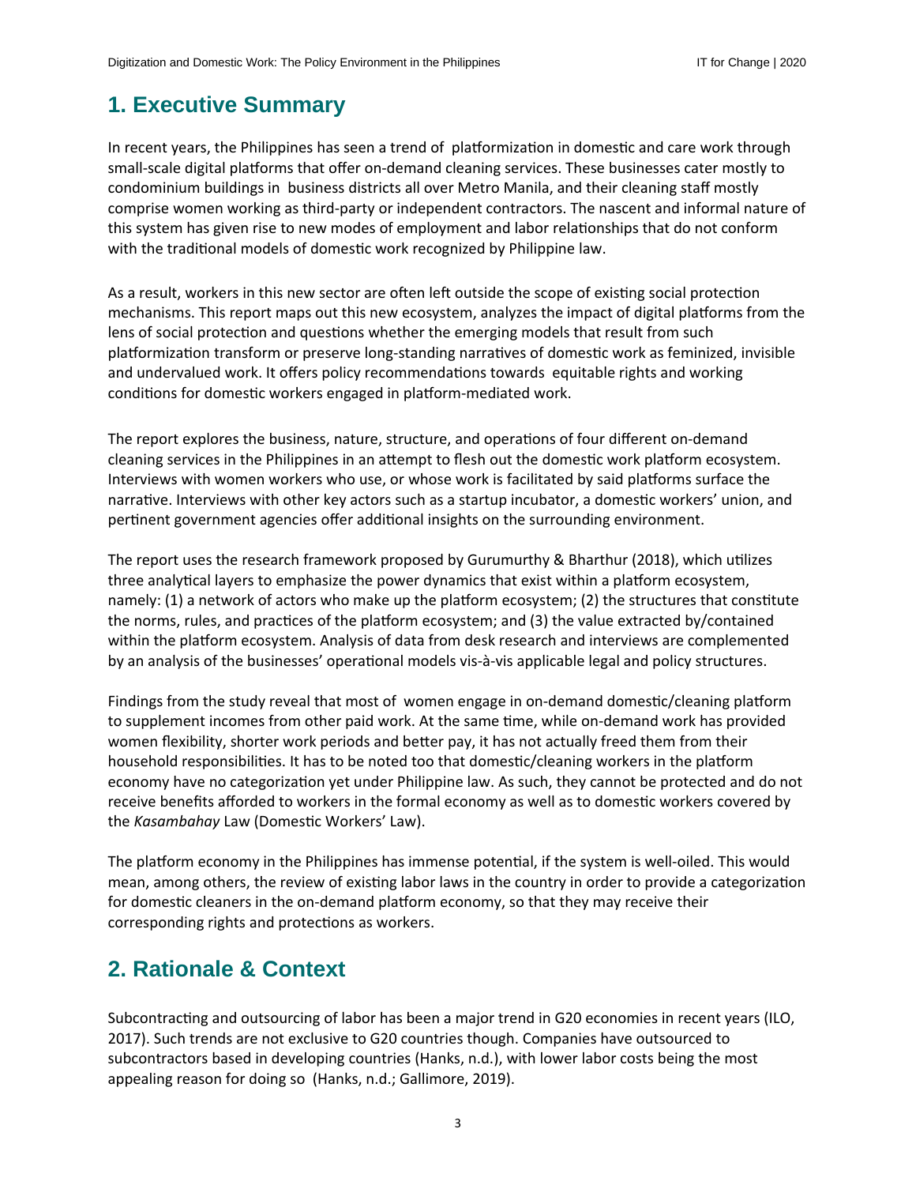# 1. Executive Summary

In recent years, the Philippines has seen a trend of platformization in domestic and care work through small-scale digital platforms that offer on-demand cleaning services. These businesses cater mostly to condominium buildings in business districts all over Metro Manila, and their cleaning staff mostly comprise women working as third-party or independent contractors. The nascent and informal nature of this system has given rise to new modes of employment and labor relationships that do not conform with the traditional models of domestic work recognized by Philippine law.

As a result, workers in this new sector are often left outside the scope of existing social protection mechanisms. This report maps out this new ecosystem, analyzes the impact of digital platforms from the lens of social protection and questions whether the emerging models that result from such platformization transform or preserve long-standing narratives of domestic work as feminized, invisible and undervalued work. It offers policy recommendations towards equitable rights and working conditions for domestic workers engaged in platform-mediated work.

The report explores the business, nature, structure, and operations of four different on-demand cleaning services in the Philippines in an attempt to flesh out the domestic work platform ecosystem. Interviews with women workers who use, or whose work is facilitated by said platforms surface the narrative. Interviews with other key actors such as a startup incubator, a domestic workers' union, and pertinent government agencies offer additional insights on the surrounding environment.

The report uses the research framework proposed by Gurumurthy & Bharthur (2018), which utilizes three analytical layers to emphasize the power dynamics that exist within a platform ecosystem, namely: (1) a network of actors who make up the platform ecosystem; (2) the structures that constitute the norms, rules, and practices of the platform ecosystem; and (3) the value extracted by/contained within the platform ecosystem. Analysis of data from desk research and interviews are complemented by an analysis of the businesses' operational models vis-à-vis applicable legal and policy structures.

Findings from the study reveal that most of women engage in on-demand domestic/cleaning platform to supplement incomes from other paid work. At the same time, while on-demand work has provided women flexibility, shorter work periods and better pay, it has not actually freed them from their household responsibilities. It has to be noted too that domestic/cleaning workers in the platform economy have no categorization yet under Philippine law. As such, they cannot be protected and do not receive benefits afforded to workers in the formal economy as well as to domestic workers covered by the *Kasambahay* Law (Domestic Workers' Law).

The platform economy in the Philippines has immense potential, if the system is well-oiled. This would mean, among others, the review of existing labor laws in the country in order to provide a categorization for domestic cleaners in the on-demand platform economy, so that they may receive their corresponding rights and protections as workers.

# 2. Rationale & Context

Subcontracting and outsourcing of labor has been a major trend in G20 economies in recent years (ILO, 2017). Such trends are not exclusive to G20 countries though. Companies have outsourced to subcontractors based in developing countries (Hanks, n.d.), with lower labor costs being the most appealing reason for doing so (Hanks, n.d.; Gallimore, 2019).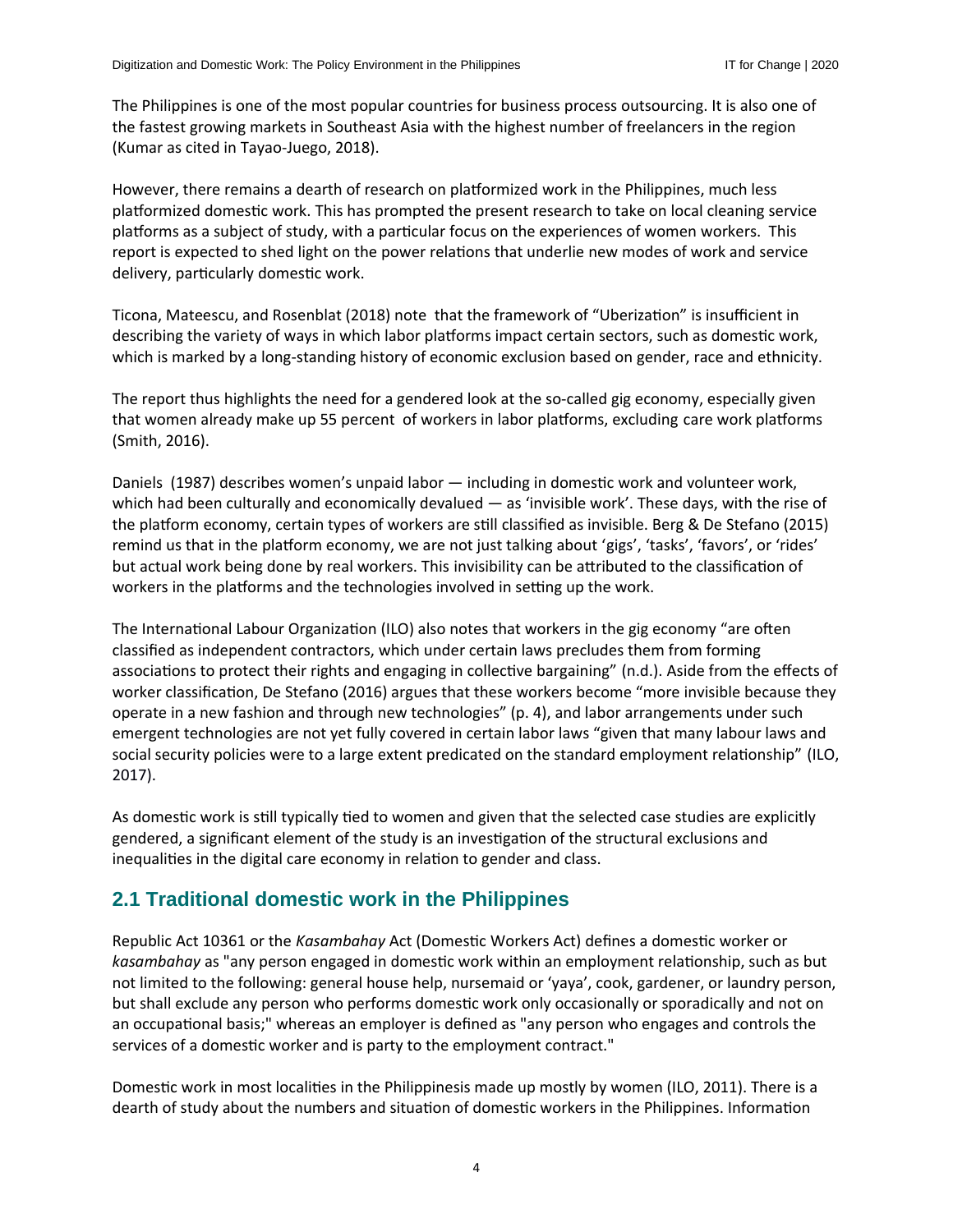The Philippines is one of the most popular countries for business process outsourcing. It is also one of the fastest growing markets in Southeast Asia with the highest number of freelancers in the region (Kumar as cited in Tayao-Juego, 2018).

However, there remains a dearth of research on platformized work in the Philippines, much less platformized domestic work. This has prompted the present research to take on local cleaning service platforms as a subject of study, with a particular focus on the experiences of women workers. This report is expected to shed light on the power relations that underlie new modes of work and service delivery, particularly domestic work.

Ticona, Mateescu, and Rosenblat (2018) note that the framework of "Uberization" is insufficient in describing the variety of ways in which labor platforms impact certain sectors, such as domestic work, which is marked by a long-standing history of economic exclusion based on gender, race and ethnicity.

The report thus highlights the need for a gendered look at the so-called gig economy, especially given that women already make up 55 percent of workers in labor platforms, excluding care work platforms (Smith, 2016).

Daniels (1987) describes women's unpaid labor — including in domestic work and volunteer work, which had been culturally and economically devalued — as 'invisible work'. These days, with the rise of the platform economy, certain types of workers are still classified as invisible. Berg & De Stefano (2015) remind us that in the platform economy, we are not just talking about 'gigs', 'tasks', 'favors', or 'rides' but actual work being done by real workers. This invisibility can be attributed to the classification of workers in the platforms and the technologies involved in setting up the work.

The International Labour Organization (ILO) also notes that workers in the gig economy "are often classified as independent contractors, which under certain laws precludes them from forming associations to protect their rights and engaging in collective bargaining" (n.d.). Aside from the effects of worker classification, De Stefano (2016) argues that these workers become "more invisible because they operate in a new fashion and through new technologies" (p. 4), and labor arrangements under such emergent technologies are not yet fully covered in certain labor laws "given that many labour laws and social security policies were to a large extent predicated on the standard employment relationship" (ILO, 2017).

As domestic work is still typically tied to women and given that the selected case studies are explicitly gendered, a significant element of the study is an investigation of the structural exclusions and inequalities in the digital care economy in relation to gender and class.

## 2.1 Traditional domestic work in the Philippines

Republic Act 10361 or the *Kasambahay* Act (Domestic Workers Act) defines a domestic worker or *kasambahay* as "any person engaged in domestic work within an employment relationship, such as but not limited to the following: general house help, nursemaid or 'yaya', cook, gardener, or laundry person, but shall exclude any person who performs domestic work only occasionally or sporadically and not on an occupational basis;" whereas an employer is defined as "any person who engages and controls the services of a domestic worker and is party to the employment contract."

Domestic work in most localities in the Philippinesis made up mostly by women (ILO, 2011). There is a dearth of study about the numbers and situation of domestic workers in the Philippines. Information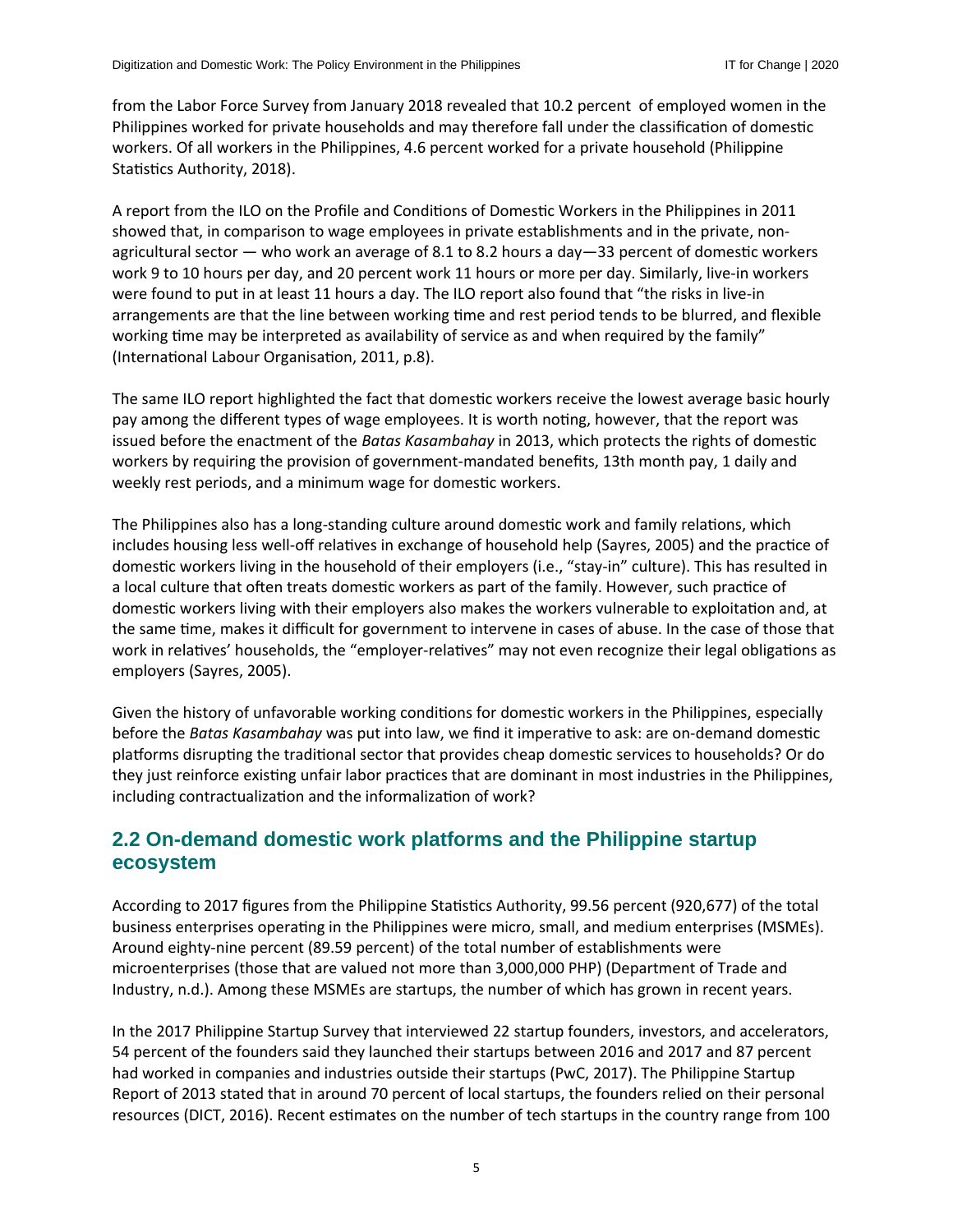from the Labor Force Survey from January 2018 revealed that 10.2 percent of employed women in the Philippines worked for private households and may therefore fall under the classification of domestic workers. Of all workers in the Philippines, 4.6 percent worked for a private household (Philippine Statistics Authority, 2018).

A report from the ILO on the Profile and Conditions of Domestic Workers in the Philippines in 2011 showed that, in comparison to wage employees in private establishments and in the private, non-agricultural sector — who work an average of 8.1 to 8.2 hours a day—33 percent of domestic workers work 9 to 10 hours per day, and 20 percent work 11 hours or more per day. Similarly, live-in workers were found to put in at least 11 hours a day. The ILO report also found that "the risks in live-in arrangements are that the line between working time and rest period tends to be blurred, and flexible working time may be interpreted as availability of service as and when required by the family" (International Labour Organisation, 2011, p.8).

The same ILO report highlighted the fact that domestic workers receive the lowest average basic hourly pay among the different types of wage employees. It is worth noting, however, that the report was issued before the enactment of the *Batas Kasambahay* in 2013, which protects the rights of domestic workers by requiring the provision of government-mandated benefits, 13th month pay, 1 daily and weekly rest periods, and a minimum wage for domestic workers.

The Philippines also has a long-standing culture around domestic work and family relations, which includes housing less well-off relatives in exchange of household help (Sayres, 2005) and the practice of domestic workers living in the household of their employers (i.e., "stay-in" culture). This has resulted in a local culture that often treats domestic workers as part of the family. However, such practice of domestic workers living with their employers also makes the workers vulnerable to exploitation and, at the same time, makes it difficult for government to intervene in cases of abuse. In the case of those that work in relatives' households, the "employer-relatives" may not even recognize their legal obligations as employers (Sayres, 2005).

Given the history of unfavorable working conditions for domestic workers in the Philippines, especially before the *Batas Kasambahay* was put into law, we find it imperative to ask: are on-demand domestic platforms disrupting the traditional sector that provides cheap domestic services to households? Or do they just reinforce existing unfair labor practices that are dominant in most industries in the Philippines, including contractualization and the informalization of work?

## 2.2 On-demand domestic work platforms and the Philippine startup ecosystem

According to 2017 figures from the Philippine Statistics Authority, 99.56 percent (920,677) of the total business enterprises operating in the Philippines were micro, small, and medium enterprises (MSMEs). Around eighty-nine percent (89.59 percent) of the total number of establishments were microenterprises (those that are valued not more than 3,000,000 PHP) (Department of Trade and Industry, n.d.). Among these MSMEs are startups, the number of which has grown in recent years.

In the 2017 Philippine Startup Survey that interviewed 22 startup founders, investors, and accelerators, 54 percent of the founders said they launched their startups between 2016 and 2017 and 87 percent had worked in companies and industries outside their startups (PwC, 2017). The Philippine Startup Report of 2013 stated that in around 70 percent of local startups, the founders relied on their personal resources (DICT, 2016). Recent estimates on the number of tech startups in the country range from 100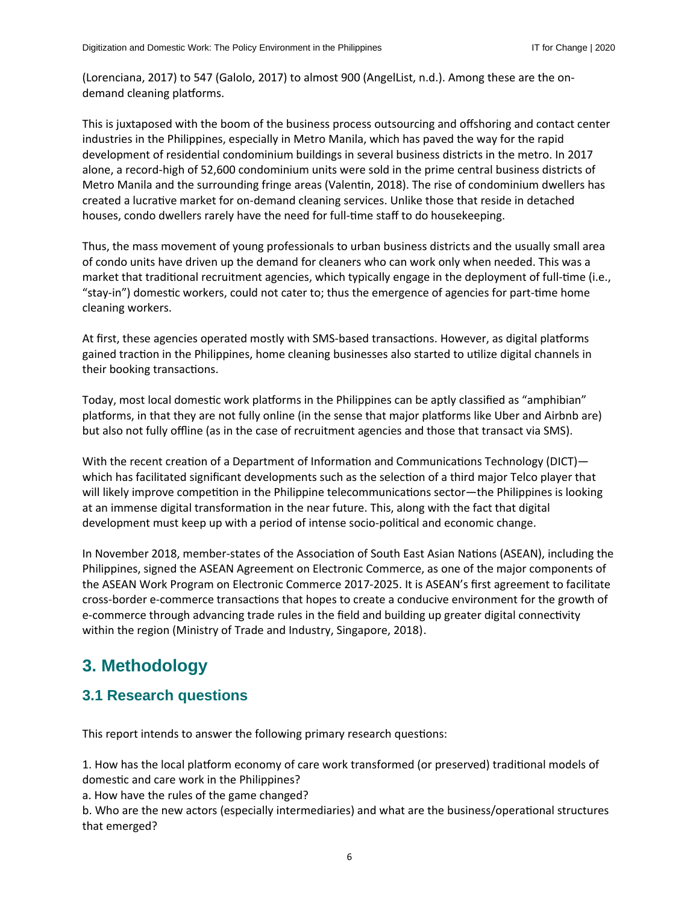(Lorenciana, 2017) to 547 (Galolo, 2017) to almost 900 (AngelList, n.d.). Among these are the on-demand cleaning platforms.

This is juxtaposed with the boom of the business process outsourcing and offshoring and contact center industries in the Philippines, especially in Metro Manila, which has paved the way for the rapid development of residential condominium buildings in several business districts in the metro. In 2017 alone, a record-high of 52,600 condominium units were sold in the prime central business districts of Metro Manila and the surrounding fringe areas (Valentin, 2018). The rise of condominium dwellers has created a lucrative market for on-demand cleaning services. Unlike those that reside in detached houses, condo dwellers rarely have the need for full-time staff to do housekeeping.

Thus, the mass movement of young professionals to urban business districts and the usually small area of condo units have driven up the demand for cleaners who can work only when needed. This was a market that traditional recruitment agencies, which typically engage in the deployment of full-time (i.e., "stay-in") domestic workers, could not cater to; thus the emergence of agencies for part-time home cleaning workers.

At first, these agencies operated mostly with SMS-based transactions. However, as digital platforms gained traction in the Philippines, home cleaning businesses also started to utilize digital channels in their booking transactions.

Today, most local domestic work platforms in the Philippines can be aptly classified as "amphibian" platforms, in that they are not fully online (in the sense that major platforms like Uber and Airbnb are) but also not fully offline (as in the case of recruitment agencies and those that transact via SMS).

With the recent creation of a Department of Information and Communications Technology (DICT)—which has facilitated significant developments such as the selection of a third major Telco player that will likely improve competition in the Philippine telecommunications sector—the Philippines is looking at an immense digital transformation in the near future. This, along with the fact that digital development must keep up with a period of intense socio-political and economic change.

In November 2018, member-states of the Association of South East Asian Nations (ASEAN), including the Philippines, signed the ASEAN Agreement on Electronic Commerce, as one of the major components of the ASEAN Work Program on Electronic Commerce 2017-2025. It is ASEAN's first agreement to facilitate cross-border e-commerce transactions that hopes to create a conducive environment for the growth of e-commerce through advancing trade rules in the field and building up greater digital connectivity within the region (Ministry of Trade and Industry, Singapore, 2018).

# 3. Methodology

## 3.1 Research questions

This report intends to answer the following primary research questions:

1. How has the local platform economy of care work transformed (or preserved) traditional models of domestic and care work in the Philippines?
a. How have the rules of the game changed?
b. Who are the new actors (especially intermediaries) and what are the business/operational structures that emerged?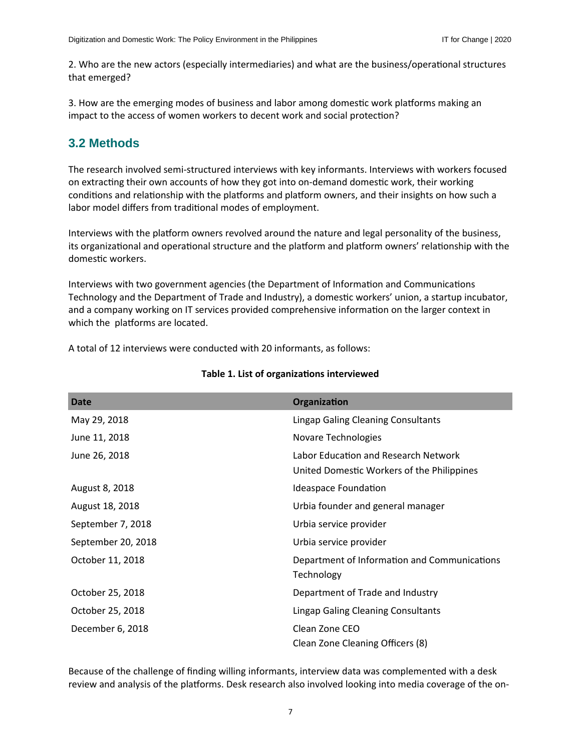2. Who are the new actors (especially intermediaries) and what are the business/operational structures that emerged?

3. How are the emerging modes of business and labor among domestic work platforms making an impact to the access of women workers to decent work and social protection?

## 3.2 Methods

The research involved semi-structured interviews with key informants. Interviews with workers focused on extracting their own accounts of how they got into on-demand domestic work, their working conditions and relationship with the platforms and platform owners, and their insights on how such a labor model differs from traditional modes of employment.

Interviews with the platform owners revolved around the nature and legal personality of the business, its organizational and operational structure and the platform and platform owners' relationship with the domestic workers.

Interviews with two government agencies (the Department of Information and Communications Technology and the Department of Trade and Industry), a domestic workers' union, a startup incubator, and a company working on IT services provided comprehensive information on the larger context in which the platforms are located.

A total of 12 interviews were conducted with 20 informants, as follows:

**Table 1. List of organizations interviewed**

| Date | Organization |
|---|---|
| May 29, 2018 | Lingap Galing Cleaning Consultants |
| June 11, 2018 | Novare Technologies |
| June 26, 2018 | Labor Education and Research Network<br>United Domestic Workers of the Philippines |
| August 8, 2018 | Ideaspace Foundation |
| August 18, 2018 | Urbia founder and general manager |
| September 7, 2018 | Urbia service provider |
| September 20, 2018 | Urbia service provider |
| October 11, 2018 | Department of Information and Communications Technology |
| October 25, 2018 | Department of Trade and Industry |
| October 25, 2018 | Lingap Galing Cleaning Consultants |
| December 6, 2018 | Clean Zone CEO<br>Clean Zone Cleaning Officers (8) |

Because of the challenge of finding willing informants, interview data was complemented with a desk review and analysis of the platforms. Desk research also involved looking into media coverage of the on-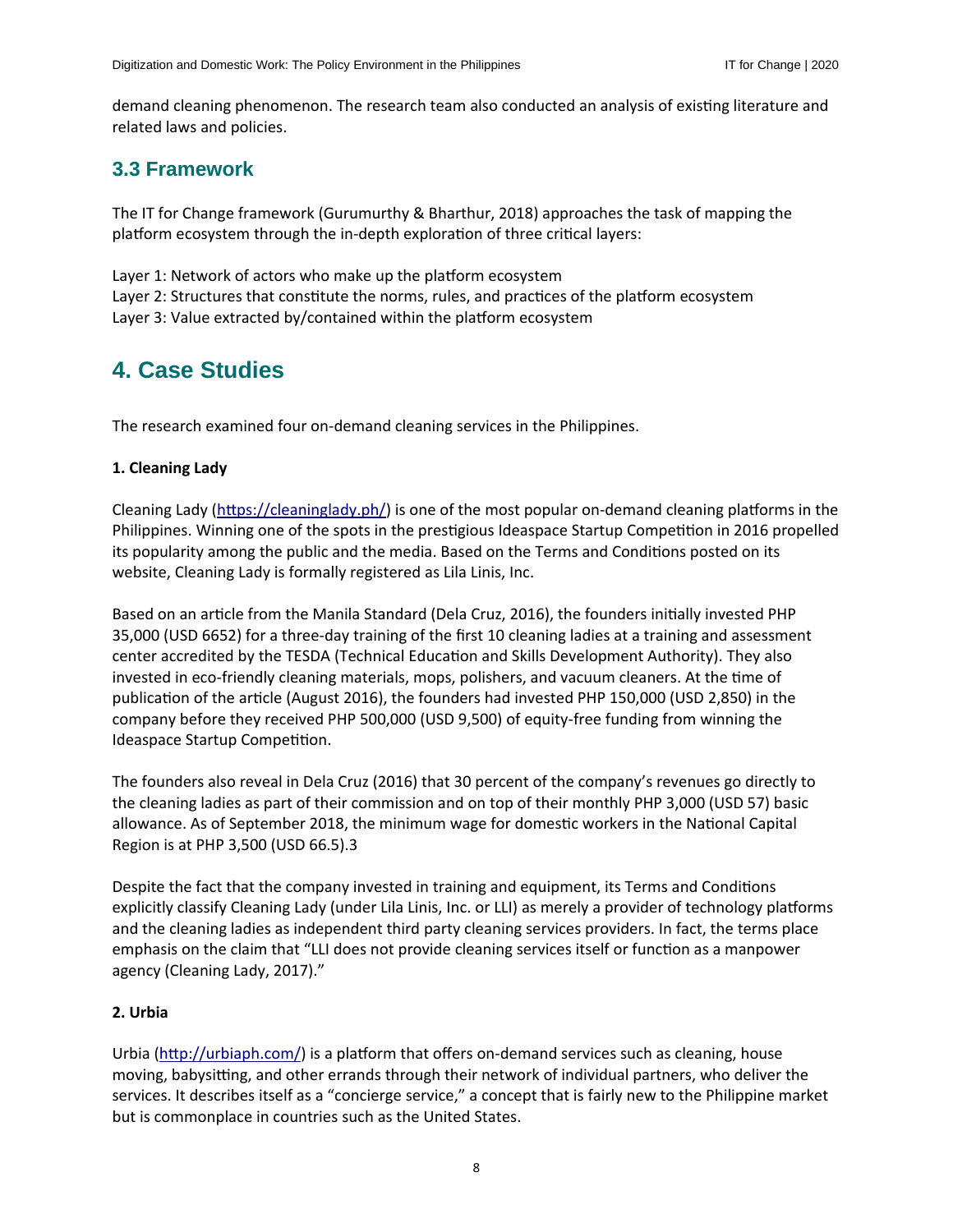demand cleaning phenomenon. The research team also conducted an analysis of existing literature and related laws and policies.

## 3.3 Framework

The IT for Change framework (Gurumurthy & Bharthur, 2018) approaches the task of mapping the platform ecosystem through the in-depth exploration of three critical layers:

Layer 1: Network of actors who make up the platform ecosystem
Layer 2: Structures that constitute the norms, rules, and practices of the platform ecosystem
Layer 3: Value extracted by/contained within the platform ecosystem

# 4. Case Studies

The research examined four on-demand cleaning services in the Philippines.

**1. Cleaning Lady**

Cleaning Lady (https://cleaninglady.ph/) is one of the most popular on-demand cleaning platforms in the Philippines. Winning one of the spots in the prestigious Ideaspace Startup Competition in 2016 propelled its popularity among the public and the media. Based on the Terms and Conditions posted on its website, Cleaning Lady is formally registered as Lila Linis, Inc.

Based on an article from the Manila Standard (Dela Cruz, 2016), the founders initially invested PHP 35,000 (USD 6652) for a three-day training of the first 10 cleaning ladies at a training and assessment center accredited by the TESDA (Technical Education and Skills Development Authority). They also invested in eco-friendly cleaning materials, mops, polishers, and vacuum cleaners. At the time of publication of the article (August 2016), the founders had invested PHP 150,000 (USD 2,850) in the company before they received PHP 500,000 (USD 9,500) of equity-free funding from winning the Ideaspace Startup Competition.

The founders also reveal in Dela Cruz (2016) that 30 percent of the company's revenues go directly to the cleaning ladies as part of their commission and on top of their monthly PHP 3,000 (USD 57) basic allowance. As of September 2018, the minimum wage for domestic workers in the National Capital Region is at PHP 3,500 (USD 66.5).[3]

Despite the fact that the company invested in training and equipment, its Terms and Conditions explicitly classify Cleaning Lady (under Lila Linis, Inc. or LLI) as merely a provider of technology platforms and the cleaning ladies as independent third party cleaning services providers. In fact, the terms place emphasis on the claim that "LLI does not provide cleaning services itself or function as a manpower agency (Cleaning Lady, 2017)."

**2. Urbia**

Urbia (http://urbiaph.com/) is a platform that offers on-demand services such as cleaning, house moving, babysitting, and other errands through their network of individual partners, who deliver the services. It describes itself as a "concierge service," a concept that is fairly new to the Philippine market but is commonplace in countries such as the United States.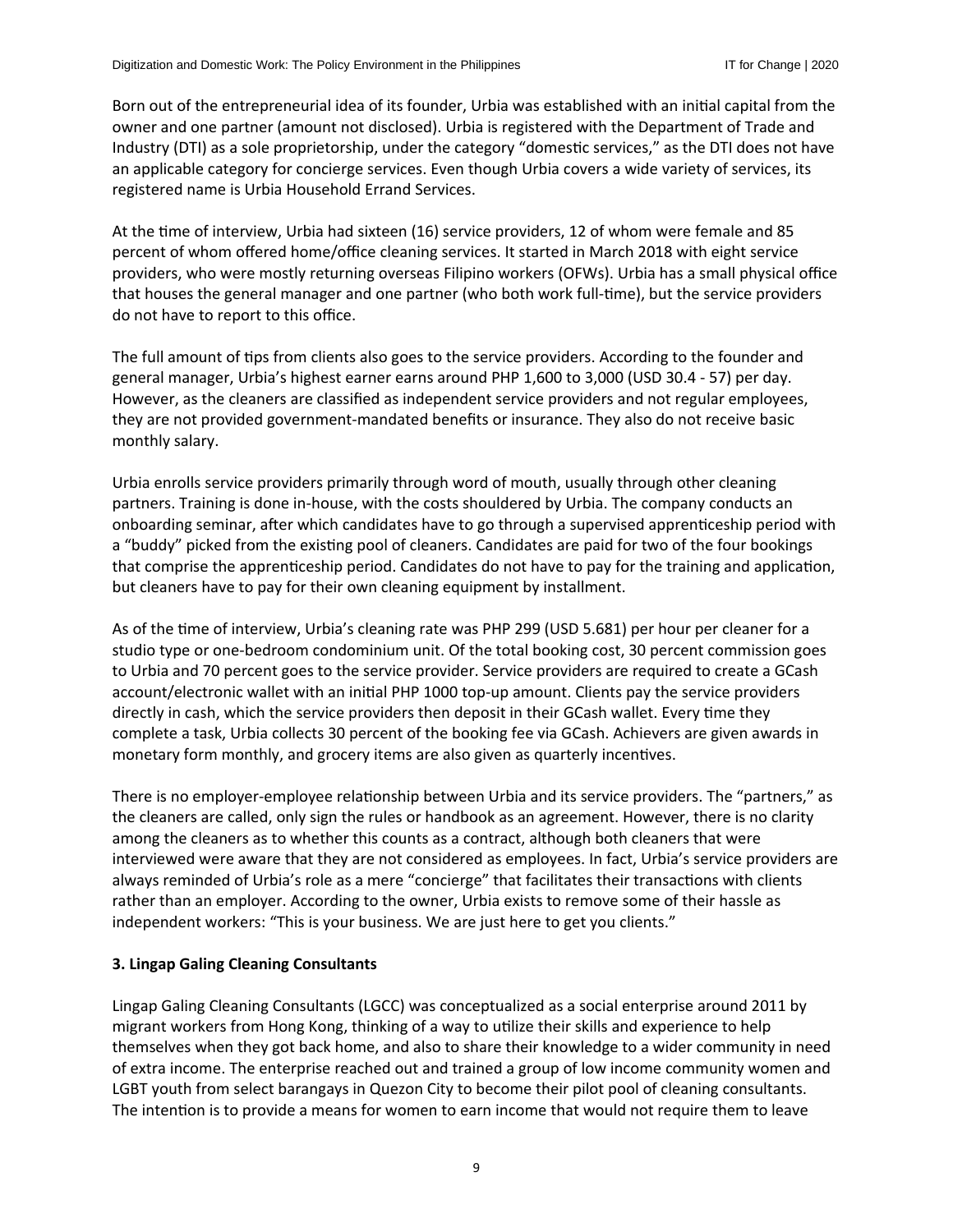Born out of the entrepreneurial idea of its founder, Urbia was established with an initial capital from the owner and one partner (amount not disclosed). Urbia is registered with the Department of Trade and Industry (DTI) as a sole proprietorship, under the category "domestic services," as the DTI does not have an applicable category for concierge services. Even though Urbia covers a wide variety of services, its registered name is Urbia Household Errand Services.

At the time of interview, Urbia had sixteen (16) service providers, 12 of whom were female and 85 percent of whom offered home/office cleaning services. It started in March 2018 with eight service providers, who were mostly returning overseas Filipino workers (OFWs). Urbia has a small physical office that houses the general manager and one partner (who both work full-time), but the service providers do not have to report to this office.

The full amount of tips from clients also goes to the service providers. According to the founder and general manager, Urbia's highest earner earns around PHP 1,600 to 3,000 (USD 30.4 - 57) per day. However, as the cleaners are classified as independent service providers and not regular employees, they are not provided government-mandated benefits or insurance. They also do not receive basic monthly salary.

Urbia enrolls service providers primarily through word of mouth, usually through other cleaning partners. Training is done in-house, with the costs shouldered by Urbia. The company conducts an onboarding seminar, after which candidates have to go through a supervised apprenticeship period with a "buddy" picked from the existing pool of cleaners. Candidates are paid for two of the four bookings that comprise the apprenticeship period. Candidates do not have to pay for the training and application, but cleaners have to pay for their own cleaning equipment by installment.

As of the time of interview, Urbia's cleaning rate was PHP 299 (USD 5.681) per hour per cleaner for a studio type or one-bedroom condominium unit. Of the total booking cost, 30 percent commission goes to Urbia and 70 percent goes to the service provider. Service providers are required to create a GCash account/electronic wallet with an initial PHP 1000 top-up amount. Clients pay the service providers directly in cash, which the service providers then deposit in their GCash wallet. Every time they complete a task, Urbia collects 30 percent of the booking fee via GCash. Achievers are given awards in monetary form monthly, and grocery items are also given as quarterly incentives.

There is no employer-employee relationship between Urbia and its service providers. The "partners," as the cleaners are called, only sign the rules or handbook as an agreement. However, there is no clarity among the cleaners as to whether this counts as a contract, although both cleaners that were interviewed were aware that they are not considered as employees. In fact, Urbia's service providers are always reminded of Urbia's role as a mere "concierge" that facilitates their transactions with clients rather than an employer. According to the owner, Urbia exists to remove some of their hassle as independent workers: "This is your business. We are just here to get you clients."

### 3. Lingap Galing Cleaning Consultants

Lingap Galing Cleaning Consultants (LGCC) was conceptualized as a social enterprise around 2011 by migrant workers from Hong Kong, thinking of a way to utilize their skills and experience to help themselves when they got back home, and also to share their knowledge to a wider community in need of extra income. The enterprise reached out and trained a group of low income community women and LGBT youth from select barangays in Quezon City to become their pilot pool of cleaning consultants. The intention is to provide a means for women to earn income that would not require them to leave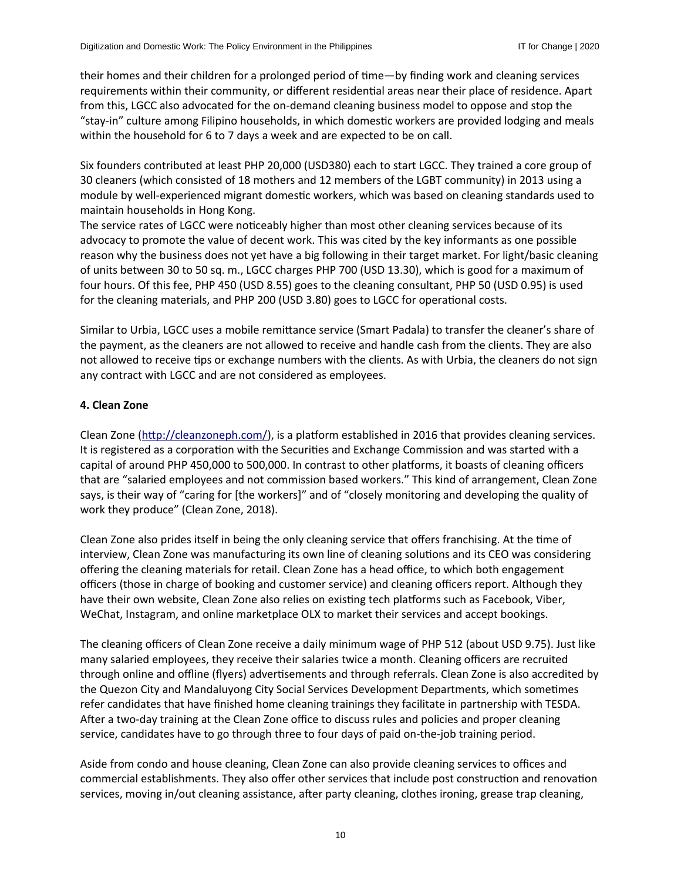their homes and their children for a prolonged period of time—by finding work and cleaning services requirements within their community, or different residential areas near their place of residence. Apart from this, LGCC also advocated for the on-demand cleaning business model to oppose and stop the "stay-in" culture among Filipino households, in which domestic workers are provided lodging and meals within the household for 6 to 7 days a week and are expected to be on call.

Six founders contributed at least PHP 20,000 (USD380) each to start LGCC. They trained a core group of 30 cleaners (which consisted of 18 mothers and 12 members of the LGBT community) in 2013 using a module by well-experienced migrant domestic workers, which was based on cleaning standards used to maintain households in Hong Kong.

The service rates of LGCC were noticeably higher than most other cleaning services because of its advocacy to promote the value of decent work. This was cited by the key informants as one possible reason why the business does not yet have a big following in their target market. For light/basic cleaning of units between 30 to 50 sq. m., LGCC charges PHP 700 (USD 13.30), which is good for a maximum of four hours. Of this fee, PHP 450 (USD 8.55) goes to the cleaning consultant, PHP 50 (USD 0.95) is used for the cleaning materials, and PHP 200 (USD 3.80) goes to LGCC for operational costs.

Similar to Urbia, LGCC uses a mobile remittance service (Smart Padala) to transfer the cleaner's share of the payment, as the cleaners are not allowed to receive and handle cash from the clients. They are also not allowed to receive tips or exchange numbers with the clients. As with Urbia, the cleaners do not sign any contract with LGCC and are not considered as employees.

**4. Clean Zone**

Clean Zone (http://cleanzoneph.com/), is a platform established in 2016 that provides cleaning services. It is registered as a corporation with the Securities and Exchange Commission and was started with a capital of around PHP 450,000 to 500,000. In contrast to other platforms, it boasts of cleaning officers that are "salaried employees and not commission based workers." This kind of arrangement, Clean Zone says, is their way of "caring for [the workers]" and of "closely monitoring and developing the quality of work they produce" (Clean Zone, 2018).

Clean Zone also prides itself in being the only cleaning service that offers franchising. At the time of interview, Clean Zone was manufacturing its own line of cleaning solutions and its CEO was considering offering the cleaning materials for retail. Clean Zone has a head office, to which both engagement officers (those in charge of booking and customer service) and cleaning officers report. Although they have their own website, Clean Zone also relies on existing tech platforms such as Facebook, Viber, WeChat, Instagram, and online marketplace OLX to market their services and accept bookings.

The cleaning officers of Clean Zone receive a daily minimum wage of PHP 512 (about USD 9.75). Just like many salaried employees, they receive their salaries twice a month. Cleaning officers are recruited through online and offline (flyers) advertisements and through referrals. Clean Zone is also accredited by the Quezon City and Mandaluyong City Social Services Development Departments, which sometimes refer candidates that have finished home cleaning trainings they facilitate in partnership with TESDA. After a two-day training at the Clean Zone office to discuss rules and policies and proper cleaning service, candidates have to go through three to four days of paid on-the-job training period.

Aside from condo and house cleaning, Clean Zone can also provide cleaning services to offices and commercial establishments. They also offer other services that include post construction and renovation services, moving in/out cleaning assistance, after party cleaning, clothes ironing, grease trap cleaning,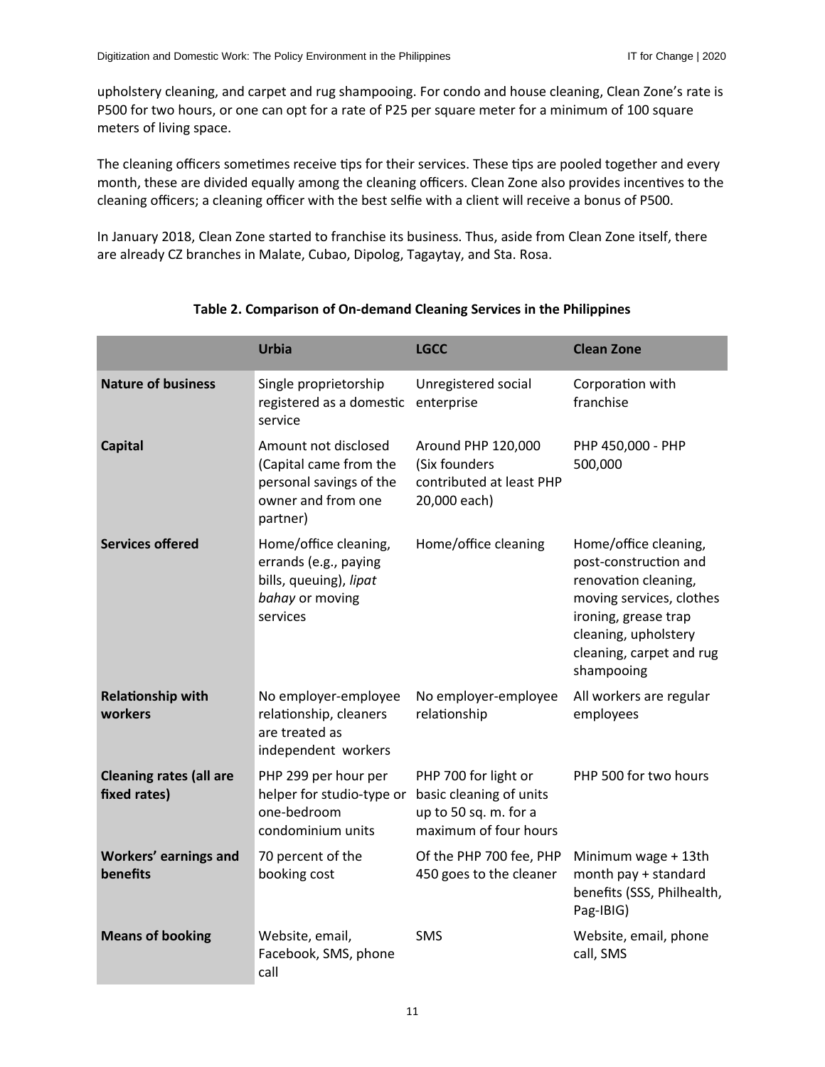upholstery cleaning, and carpet and rug shampooing. For condo and house cleaning, Clean Zone's rate is P500 for two hours, or one can opt for a rate of P25 per square meter for a minimum of 100 square meters of living space.

The cleaning officers sometimes receive tips for their services. These tips are pooled together and every month, these are divided equally among the cleaning officers. Clean Zone also provides incentives to the cleaning officers; a cleaning officer with the best selfie with a client will receive a bonus of P500.

In January 2018, Clean Zone started to franchise its business. Thus, aside from Clean Zone itself, there are already CZ branches in Malate, Cubao, Dipolog, Tagaytay, and Sta. Rosa.

**Table 2. Comparison of On-demand Cleaning Services in the Philippines**

| | **Urbia** | **LGCC** | **Clean Zone** |
|---|---|---|---|
| **Nature of business** | Single proprietorship registered as a domestic service | Unregistered social enterprise | Corporation with franchise |
| **Capital** | Amount not disclosed (Capital came from the personal savings of the owner and from one partner) | Around PHP 120,000 (Six founders contributed at least PHP 20,000 each) | PHP 450,000 - PHP 500,000 |
| **Services offered** | Home/office cleaning, errands (e.g., paying bills, queuing), *lipat bahay* or moving services | Home/office cleaning | Home/office cleaning, post-construction and renovation cleaning, moving services, clothes ironing, grease trap cleaning, upholstery cleaning, carpet and rug shampooing |
| **Relationship with workers** | No employer-employee relationship, cleaners are treated as independent workers | No employer-employee relationship | All workers are regular employees |
| **Cleaning rates (all are fixed rates)** | PHP 299 per hour per helper for studio-type or one-bedroom condominium units | PHP 700 for light or basic cleaning of units up to 50 sq. m. for a maximum of four hours | PHP 500 for two hours |
| **Workers' earnings and benefits** | 70 percent of the booking cost | Of the PHP 700 fee, PHP 450 goes to the cleaner | Minimum wage + 13th month pay + standard benefits (SSS, Philhealth, Pag-IBIG) |
| **Means of booking** | Website, email, Facebook, SMS, phone call | SMS | Website, email, phone call, SMS |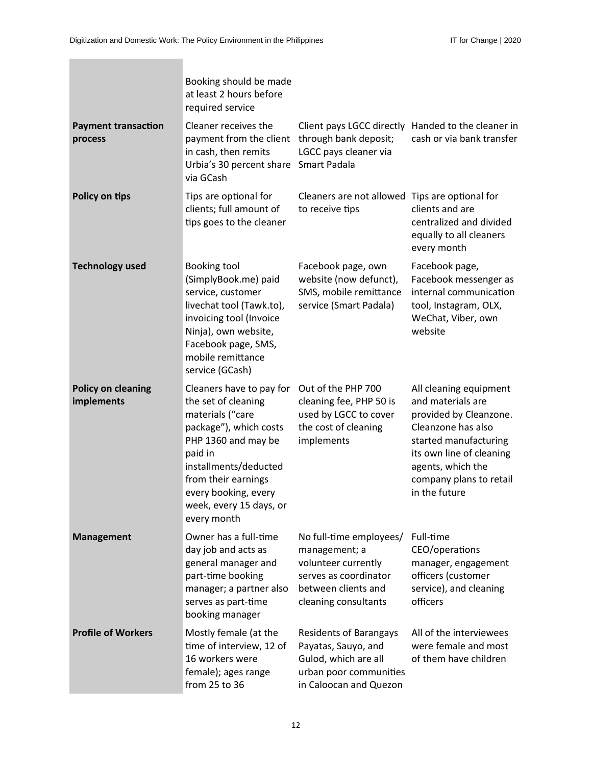| | | | |
|---|---|---|---|
| | Booking should be made at least 2 hours before required service | | |
| **Payment transaction process** | Cleaner receives the payment from the client in cash, then remits Urbia's 30 percent share via GCash | Client pays LGCC directly through bank deposit; LGCC pays cleaner via Smart Padala | Handed to the cleaner in cash or via bank transfer |
| **Policy on tips** | Tips are optional for clients; full amount of tips goes to the cleaner | Cleaners are not allowed to receive tips | Tips are optional for clients and are centralized and divided equally to all cleaners every month |
| **Technology used** | Booking tool (SimplyBook.me) paid service, customer livechat tool (Tawk.to), invoicing tool (Invoice Ninja), own website, Facebook page, SMS, mobile remittance service (GCash) | Facebook page, own website (now defunct), SMS, mobile remittance service (Smart Padala) | Facebook page, Facebook messenger as internal communication tool, Instagram, OLX, WeChat, Viber, own website |
| **Policy on cleaning implements** | Cleaners have to pay for the set of cleaning materials ("care package"), which costs PHP 1360 and may be paid in installments/deducted from their earnings every booking, every week, every 15 days, or every month | Out of the PHP 700 cleaning fee, PHP 50 is used by LGCC to cover the cost of cleaning implements | All cleaning equipment and materials are provided by Cleanzone. Cleanzone has also started manufacturing its own line of cleaning agents, which the company plans to retail in the future |
| **Management** | Owner has a full-time day job and acts as general manager and part-time booking manager; a partner also serves as part-time booking manager | No full-time employees/ management; a volunteer currently serves as coordinator between clients and cleaning consultants | Full-time CEO/operations manager, engagement officers (customer service), and cleaning officers |
| **Profile of Workers** | Mostly female (at the time of interview, 12 of 16 workers were female); ages range from 25 to 36 | Residents of Barangays Payatas, Sauyo, and Gulod, which are all urban poor communities in Caloocan and Quezon | All of the interviewees were female and most of them have children |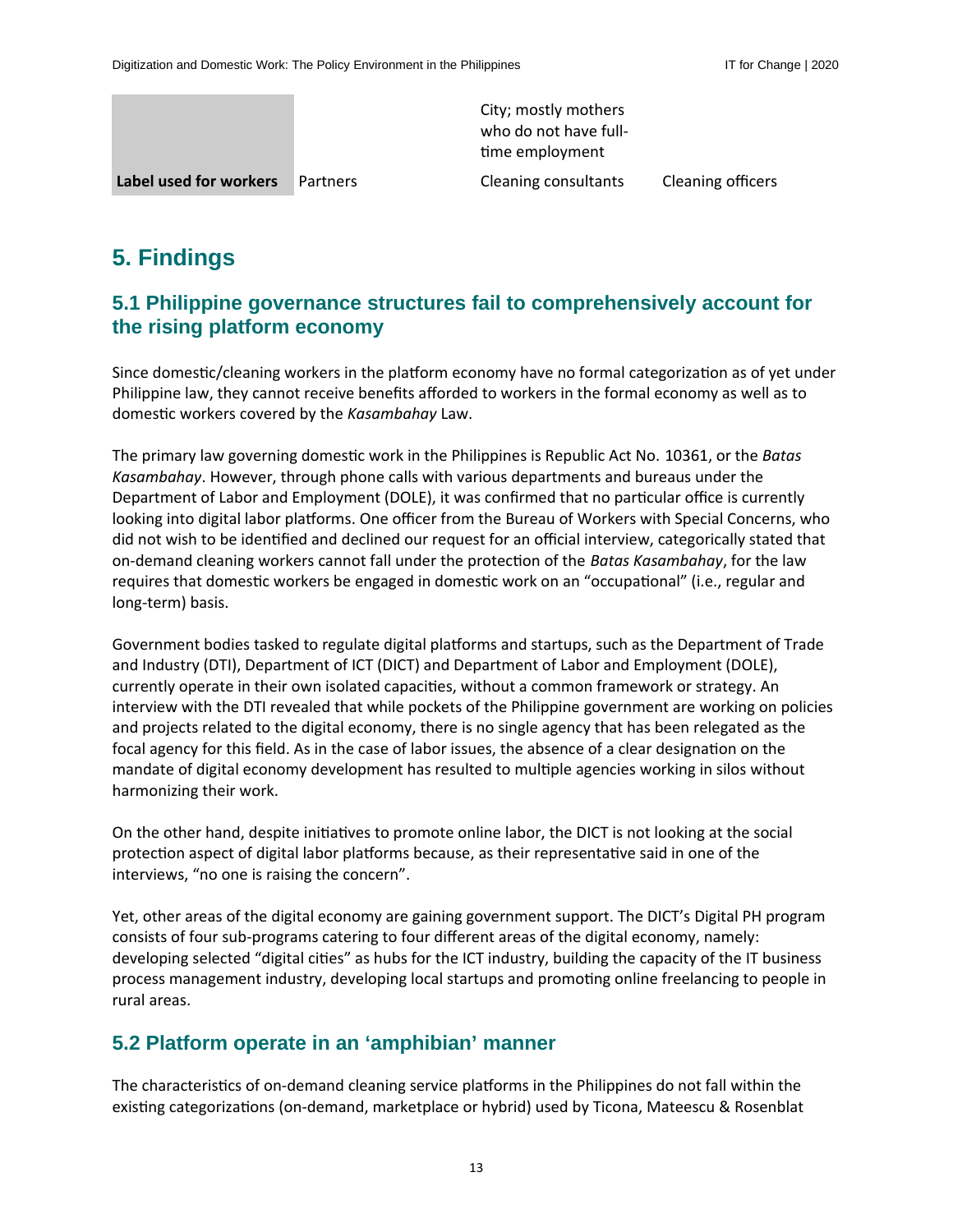| | | City; mostly mothers who do not have full-time employment | |
|---|---|---|---|
| **Label used for workers** | Partners | Cleaning consultants | Cleaning officers |

## 5. Findings

### 5.1 Philippine governance structures fail to comprehensively account for the rising platform economy

Since domestic/cleaning workers in the platform economy have no formal categorization as of yet under Philippine law, they cannot receive benefits afforded to workers in the formal economy as well as to domestic workers covered by the *Kasambahay* Law.

The primary law governing domestic work in the Philippines is Republic Act No. 10361, or the *Batas Kasambahay*. However, through phone calls with various departments and bureaus under the Department of Labor and Employment (DOLE), it was confirmed that no particular office is currently looking into digital labor platforms. One officer from the Bureau of Workers with Special Concerns, who did not wish to be identified and declined our request for an official interview, categorically stated that on-demand cleaning workers cannot fall under the protection of the *Batas Kasambahay*, for the law requires that domestic workers be engaged in domestic work on an "occupational" (i.e., regular and long-term) basis.

Government bodies tasked to regulate digital platforms and startups, such as the Department of Trade and Industry (DTI), Department of ICT (DICT) and Department of Labor and Employment (DOLE), currently operate in their own isolated capacities, without a common framework or strategy. An interview with the DTI revealed that while pockets of the Philippine government are working on policies and projects related to the digital economy, there is no single agency that has been relegated as the focal agency for this field. As in the case of labor issues, the absence of a clear designation on the mandate of digital economy development has resulted to multiple agencies working in silos without harmonizing their work.

On the other hand, despite initiatives to promote online labor, the DICT is not looking at the social protection aspect of digital labor platforms because, as their representative said in one of the interviews, "no one is raising the concern".

Yet, other areas of the digital economy are gaining government support. The DICT's Digital PH program consists of four sub-programs catering to four different areas of the digital economy, namely: developing selected "digital cities" as hubs for the ICT industry, building the capacity of the IT business process management industry, developing local startups and promoting online freelancing to people in rural areas.

### 5.2 Platform operate in an 'amphibian' manner

The characteristics of on-demand cleaning service platforms in the Philippines do not fall within the existing categorizations (on-demand, marketplace or hybrid) used by Ticona, Mateescu & Rosenblat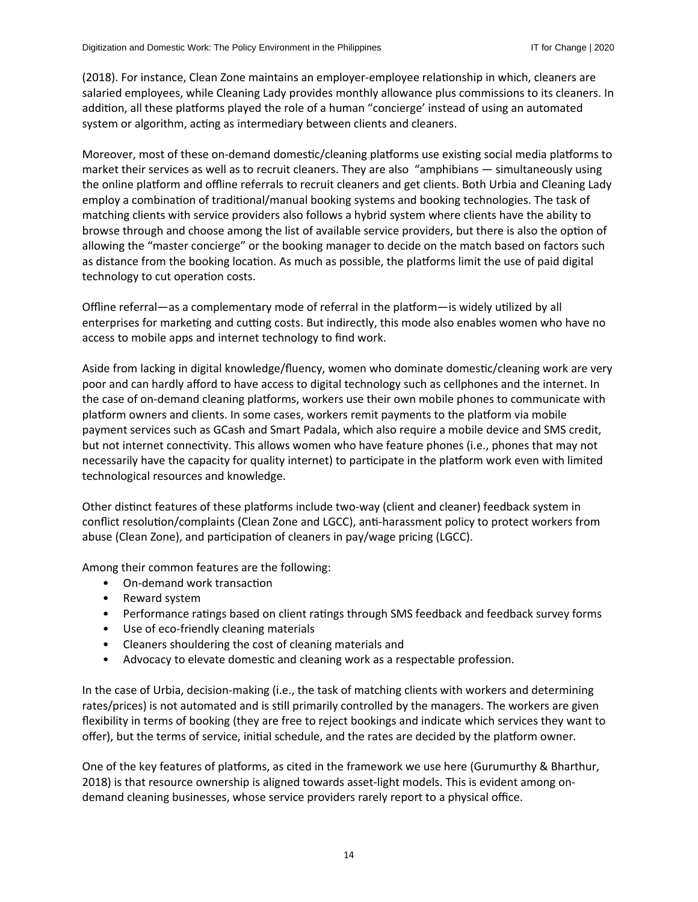(2018). For instance, Clean Zone maintains an employer-employee relationship in which, cleaners are salaried employees, while Cleaning Lady provides monthly allowance plus commissions to its cleaners. In addition, all these platforms played the role of a human "concierge' instead of using an automated system or algorithm, acting as intermediary between clients and cleaners.

Moreover, most of these on-demand domestic/cleaning platforms use existing social media platforms to market their services as well as to recruit cleaners. They are also "amphibians — simultaneously using the online platform and offline referrals to recruit cleaners and get clients. Both Urbia and Cleaning Lady employ a combination of traditional/manual booking systems and booking technologies. The task of matching clients with service providers also follows a hybrid system where clients have the ability to browse through and choose among the list of available service providers, but there is also the option of allowing the "master concierge" or the booking manager to decide on the match based on factors such as distance from the booking location. As much as possible, the platforms limit the use of paid digital technology to cut operation costs.

Offline referral—as a complementary mode of referral in the platform—is widely utilized by all enterprises for marketing and cutting costs. But indirectly, this mode also enables women who have no access to mobile apps and internet technology to find work.

Aside from lacking in digital knowledge/fluency, women who dominate domestic/cleaning work are very poor and can hardly afford to have access to digital technology such as cellphones and the internet. In the case of on-demand cleaning platforms, workers use their own mobile phones to communicate with platform owners and clients. In some cases, workers remit payments to the platform via mobile payment services such as GCash and Smart Padala, which also require a mobile device and SMS credit, but not internet connectivity. This allows women who have feature phones (i.e., phones that may not necessarily have the capacity for quality internet) to participate in the platform work even with limited technological resources and knowledge.

Other distinct features of these platforms include two-way (client and cleaner) feedback system in conflict resolution/complaints (Clean Zone and LGCC), anti-harassment policy to protect workers from abuse (Clean Zone), and participation of cleaners in pay/wage pricing (LGCC).

Among their common features are the following:

- On-demand work transaction
- Reward system
- Performance ratings based on client ratings through SMS feedback and feedback survey forms
- Use of eco-friendly cleaning materials
- Cleaners shouldering the cost of cleaning materials and
- Advocacy to elevate domestic and cleaning work as a respectable profession.

In the case of Urbia, decision-making (i.e., the task of matching clients with workers and determining rates/prices) is not automated and is still primarily controlled by the managers. The workers are given flexibility in terms of booking (they are free to reject bookings and indicate which services they want to offer), but the terms of service, initial schedule, and the rates are decided by the platform owner.

One of the key features of platforms, as cited in the framework we use here (Gurumurthy & Bharthur, 2018) is that resource ownership is aligned towards asset-light models. This is evident among on-demand cleaning businesses, whose service providers rarely report to a physical office.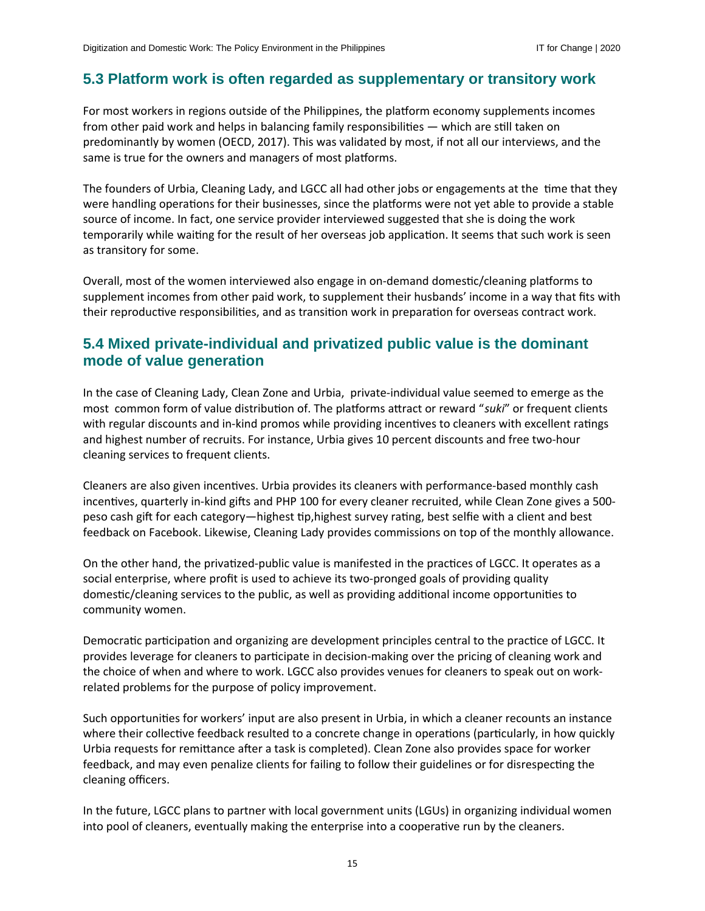## 5.3 Platform work is often regarded as supplementary or transitory work

For most workers in regions outside of the Philippines, the platform economy supplements incomes from other paid work and helps in balancing family responsibilities — which are still taken on predominantly by women (OECD, 2017). This was validated by most, if not all our interviews, and the same is true for the owners and managers of most platforms.

The founders of Urbia, Cleaning Lady, and LGCC all had other jobs or engagements at the time that they were handling operations for their businesses, since the platforms were not yet able to provide a stable source of income. In fact, one service provider interviewed suggested that she is doing the work temporarily while waiting for the result of her overseas job application. It seems that such work is seen as transitory for some.

Overall, most of the women interviewed also engage in on-demand domestic/cleaning platforms to supplement incomes from other paid work, to supplement their husbands' income in a way that fits with their reproductive responsibilities, and as transition work in preparation for overseas contract work.

## 5.4 Mixed private-individual and privatized public value is the dominant mode of value generation

In the case of Cleaning Lady, Clean Zone and Urbia, private-individual value seemed to emerge as the most common form of value distribution of. The platforms attract or reward "*suki*" or frequent clients with regular discounts and in-kind promos while providing incentives to cleaners with excellent ratings and highest number of recruits. For instance, Urbia gives 10 percent discounts and free two-hour cleaning services to frequent clients.

Cleaners are also given incentives. Urbia provides its cleaners with performance-based monthly cash incentives, quarterly in-kind gifts and PHP 100 for every cleaner recruited, while Clean Zone gives a 500-peso cash gift for each category—highest tip,highest survey rating, best selfie with a client and best feedback on Facebook. Likewise, Cleaning Lady provides commissions on top of the monthly allowance.

On the other hand, the privatized-public value is manifested in the practices of LGCC. It operates as a social enterprise, where profit is used to achieve its two-pronged goals of providing quality domestic/cleaning services to the public, as well as providing additional income opportunities to community women.

Democratic participation and organizing are development principles central to the practice of LGCC. It provides leverage for cleaners to participate in decision-making over the pricing of cleaning work and the choice of when and where to work. LGCC also provides venues for cleaners to speak out on work-related problems for the purpose of policy improvement.

Such opportunities for workers' input are also present in Urbia, in which a cleaner recounts an instance where their collective feedback resulted to a concrete change in operations (particularly, in how quickly Urbia requests for remittance after a task is completed). Clean Zone also provides space for worker feedback, and may even penalize clients for failing to follow their guidelines or for disrespecting the cleaning officers.

In the future, LGCC plans to partner with local government units (LGUs) in organizing individual women into pool of cleaners, eventually making the enterprise into a cooperative run by the cleaners.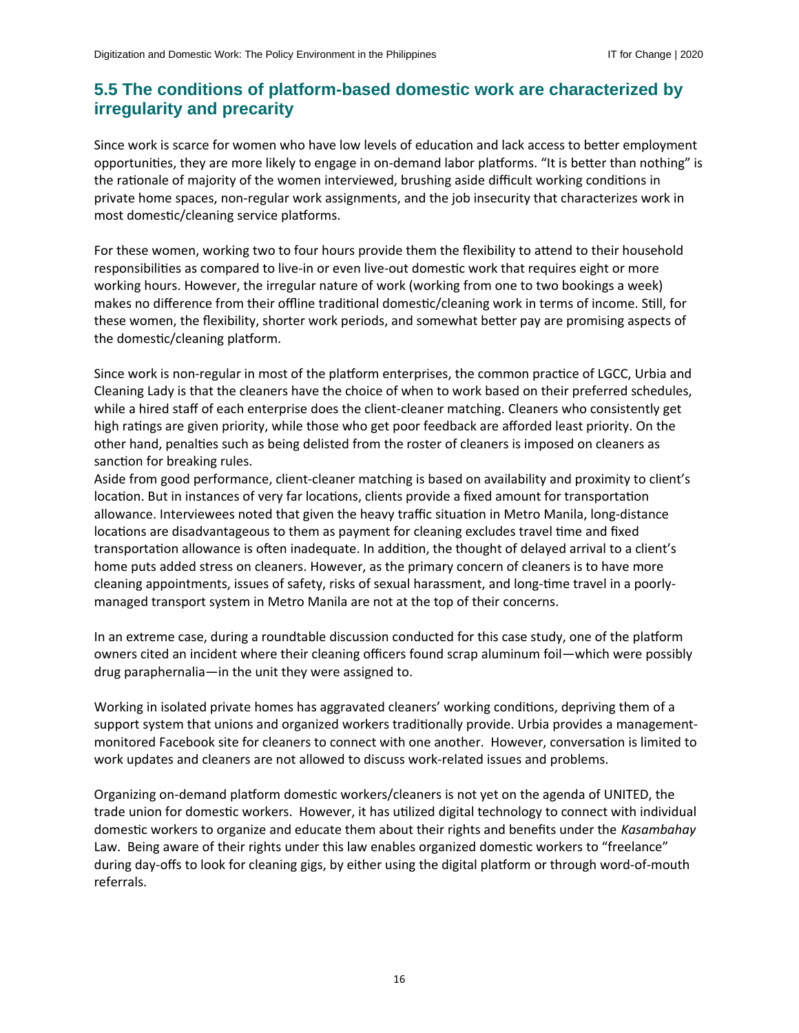## 5.5 The conditions of platform-based domestic work are characterized by irregularity and precarity

Since work is scarce for women who have low levels of education and lack access to better employment opportunities, they are more likely to engage in on-demand labor platforms. "It is better than nothing" is the rationale of majority of the women interviewed, brushing aside difficult working conditions in private home spaces, non-regular work assignments, and the job insecurity that characterizes work in most domestic/cleaning service platforms.

For these women, working two to four hours provide them the flexibility to attend to their household responsibilities as compared to live-in or even live-out domestic work that requires eight or more working hours. However, the irregular nature of work (working from one to two bookings a week) makes no difference from their offline traditional domestic/cleaning work in terms of income. Still, for these women, the flexibility, shorter work periods, and somewhat better pay are promising aspects of the domestic/cleaning platform.

Since work is non-regular in most of the platform enterprises, the common practice of LGCC, Urbia and Cleaning Lady is that the cleaners have the choice of when to work based on their preferred schedules, while a hired staff of each enterprise does the client-cleaner matching. Cleaners who consistently get high ratings are given priority, while those who get poor feedback are afforded least priority. On the other hand, penalties such as being delisted from the roster of cleaners is imposed on cleaners as sanction for breaking rules.

Aside from good performance, client-cleaner matching is based on availability and proximity to client's location. But in instances of very far locations, clients provide a fixed amount for transportation allowance. Interviewees noted that given the heavy traffic situation in Metro Manila, long-distance locations are disadvantageous to them as payment for cleaning excludes travel time and fixed transportation allowance is often inadequate. In addition, the thought of delayed arrival to a client's home puts added stress on cleaners. However, as the primary concern of cleaners is to have more cleaning appointments, issues of safety, risks of sexual harassment, and long-time travel in a poorly-managed transport system in Metro Manila are not at the top of their concerns.

In an extreme case, during a roundtable discussion conducted for this case study, one of the platform owners cited an incident where their cleaning officers found scrap aluminum foil—which were possibly drug paraphernalia—in the unit they were assigned to.

Working in isolated private homes has aggravated cleaners' working conditions, depriving them of a support system that unions and organized workers traditionally provide. Urbia provides a management-monitored Facebook site for cleaners to connect with one another. However, conversation is limited to work updates and cleaners are not allowed to discuss work-related issues and problems.

Organizing on-demand platform domestic workers/cleaners is not yet on the agenda of UNITED, the trade union for domestic workers. However, it has utilized digital technology to connect with individual domestic workers to organize and educate them about their rights and benefits under the *Kasambahay* Law. Being aware of their rights under this law enables organized domestic workers to "freelance" during day-offs to look for cleaning gigs, by either using the digital platform or through word-of-mouth referrals.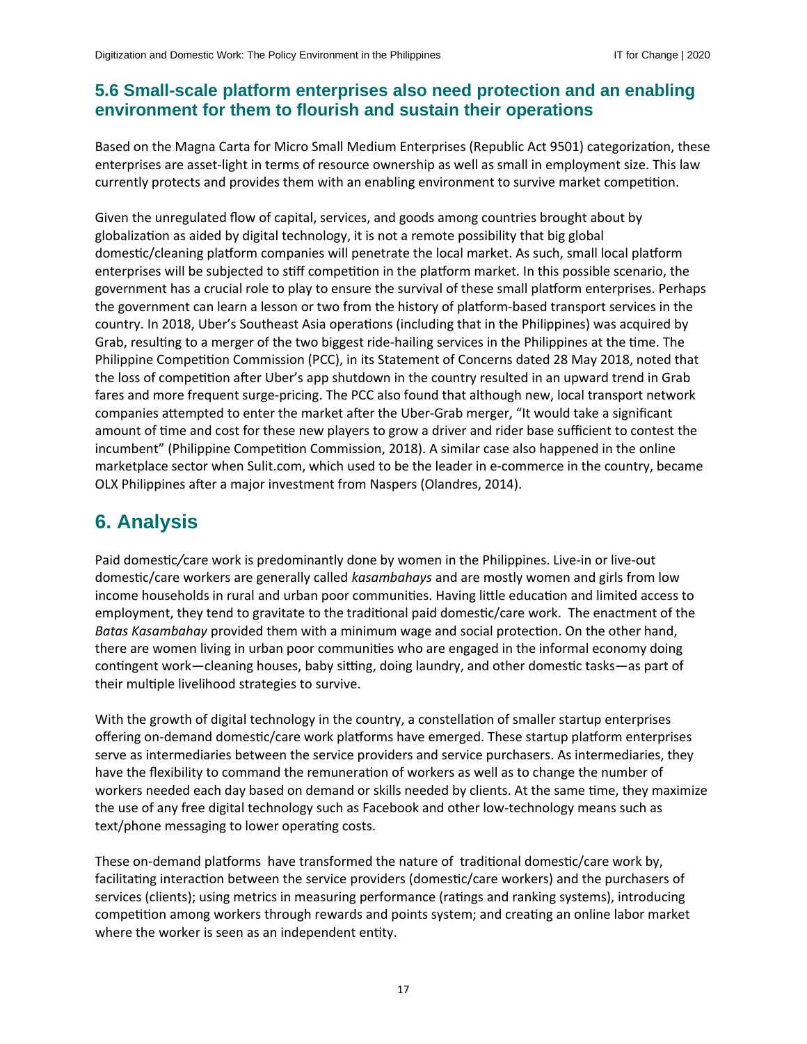### 5.6 Small-scale platform enterprises also need protection and an enabling environment for them to flourish and sustain their operations

Based on the Magna Carta for Micro Small Medium Enterprises (Republic Act 9501) categorization, these enterprises are asset-light in terms of resource ownership as well as small in employment size. This law currently protects and provides them with an enabling environment to survive market competition.

Given the unregulated flow of capital, services, and goods among countries brought about by globalization as aided by digital technology, it is not a remote possibility that big global domestic/cleaning platform companies will penetrate the local market. As such, small local platform enterprises will be subjected to stiff competition in the platform market. In this possible scenario, the government has a crucial role to play to ensure the survival of these small platform enterprises. Perhaps the government can learn a lesson or two from the history of platform-based transport services in the country. In 2018, Uber's Southeast Asia operations (including that in the Philippines) was acquired by Grab, resulting to a merger of the two biggest ride-hailing services in the Philippines at the time. The Philippine Competition Commission (PCC), in its Statement of Concerns dated 28 May 2018, noted that the loss of competition after Uber's app shutdown in the country resulted in an upward trend in Grab fares and more frequent surge-pricing. The PCC also found that although new, local transport network companies attempted to enter the market after the Uber-Grab merger, "It would take a significant amount of time and cost for these new players to grow a driver and rider base sufficient to contest the incumbent" (Philippine Competition Commission, 2018). A similar case also happened in the online marketplace sector when Sulit.com, which used to be the leader in e-commerce in the country, became OLX Philippines after a major investment from Naspers (Olandres, 2014).

## 6. Analysis

Paid domestic/care work is predominantly done by women in the Philippines. Live-in or live-out domestic/care workers are generally called *kasambahays* and are mostly women and girls from low income households in rural and urban poor communities. Having little education and limited access to employment, they tend to gravitate to the traditional paid domestic/care work. The enactment of the *Batas Kasambahay* provided them with a minimum wage and social protection. On the other hand, there are women living in urban poor communities who are engaged in the informal economy doing contingent work—cleaning houses, baby sitting, doing laundry, and other domestic tasks—as part of their multiple livelihood strategies to survive.

With the growth of digital technology in the country, a constellation of smaller startup enterprises offering on-demand domestic/care work platforms have emerged. These startup platform enterprises serve as intermediaries between the service providers and service purchasers. As intermediaries, they have the flexibility to command the remuneration of workers as well as to change the number of workers needed each day based on demand or skills needed by clients. At the same time, they maximize the use of any free digital technology such as Facebook and other low-technology means such as text/phone messaging to lower operating costs.

These on-demand platforms have transformed the nature of traditional domestic/care work by, facilitating interaction between the service providers (domestic/care workers) and the purchasers of services (clients); using metrics in measuring performance (ratings and ranking systems), introducing competition among workers through rewards and points system; and creating an online labor market where the worker is seen as an independent entity.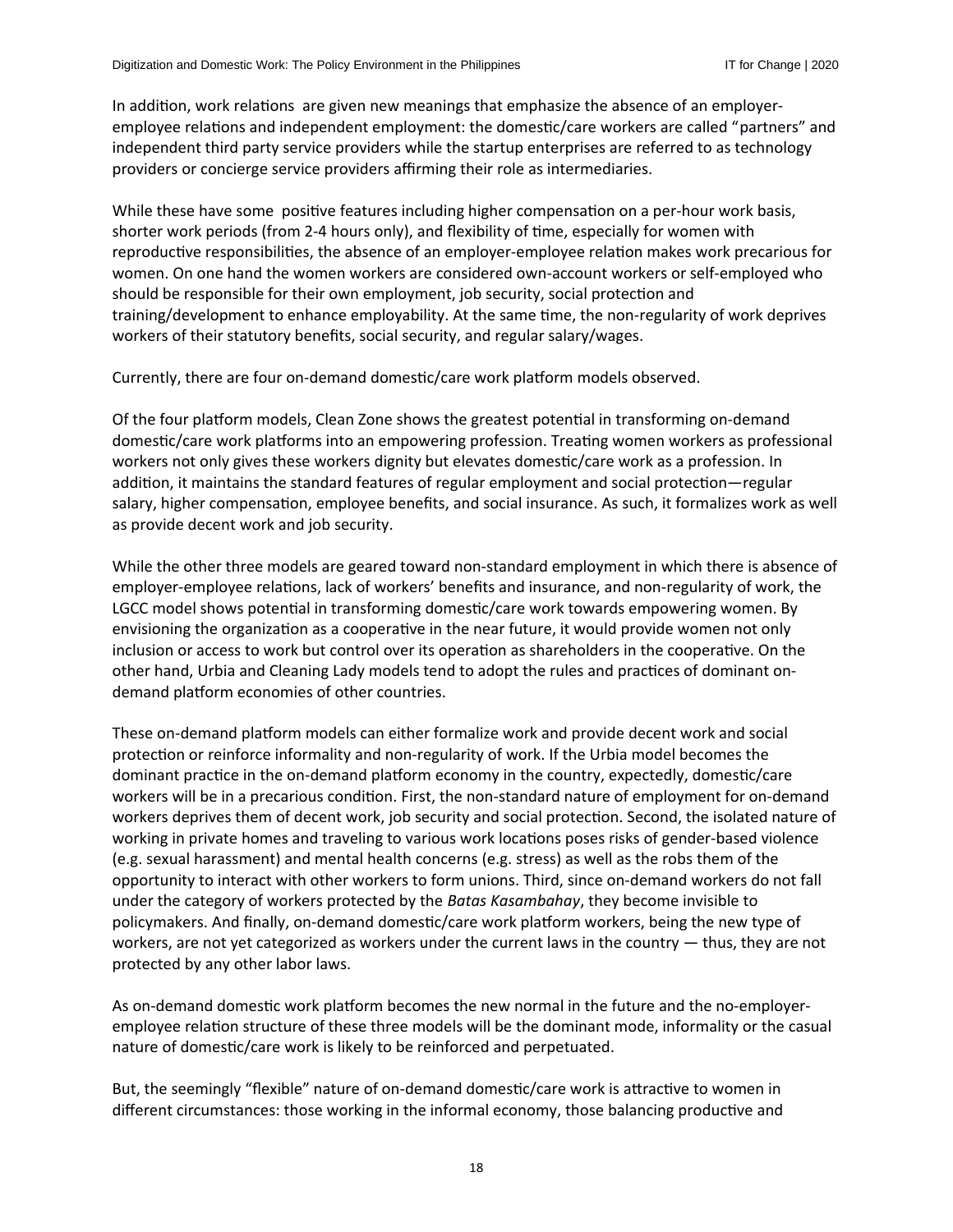In addition, work relations are given new meanings that emphasize the absence of an employer-employee relations and independent employment: the domestic/care workers are called "partners" and independent third party service providers while the startup enterprises are referred to as technology providers or concierge service providers affirming their role as intermediaries.

While these have some positive features including higher compensation on a per-hour work basis, shorter work periods (from 2-4 hours only), and flexibility of time, especially for women with reproductive responsibilities, the absence of an employer-employee relation makes work precarious for women. On one hand the women workers are considered own-account workers or self-employed who should be responsible for their own employment, job security, social protection and training/development to enhance employability. At the same time, the non-regularity of work deprives workers of their statutory benefits, social security, and regular salary/wages.

Currently, there are four on-demand domestic/care work platform models observed.

Of the four platform models, Clean Zone shows the greatest potential in transforming on-demand domestic/care work platforms into an empowering profession. Treating women workers as professional workers not only gives these workers dignity but elevates domestic/care work as a profession. In addition, it maintains the standard features of regular employment and social protection—regular salary, higher compensation, employee benefits, and social insurance. As such, it formalizes work as well as provide decent work and job security.

While the other three models are geared toward non-standard employment in which there is absence of employer-employee relations, lack of workers' benefits and insurance, and non-regularity of work, the LGCC model shows potential in transforming domestic/care work towards empowering women. By envisioning the organization as a cooperative in the near future, it would provide women not only inclusion or access to work but control over its operation as shareholders in the cooperative. On the other hand, Urbia and Cleaning Lady models tend to adopt the rules and practices of dominant on-demand platform economies of other countries.

These on-demand platform models can either formalize work and provide decent work and social protection or reinforce informality and non-regularity of work. If the Urbia model becomes the dominant practice in the on-demand platform economy in the country, expectedly, domestic/care workers will be in a precarious condition. First, the non-standard nature of employment for on-demand workers deprives them of decent work, job security and social protection. Second, the isolated nature of working in private homes and traveling to various work locations poses risks of gender-based violence (e.g. sexual harassment) and mental health concerns (e.g. stress) as well as the robs them of the opportunity to interact with other workers to form unions. Third, since on-demand workers do not fall under the category of workers protected by the *Batas Kasambahay*, they become invisible to policymakers. And finally, on-demand domestic/care work platform workers, being the new type of workers, are not yet categorized as workers under the current laws in the country — thus, they are not protected by any other labor laws.

As on-demand domestic work platform becomes the new normal in the future and the no-employer-employee relation structure of these three models will be the dominant mode, informality or the casual nature of domestic/care work is likely to be reinforced and perpetuated.

But, the seemingly "flexible" nature of on-demand domestic/care work is attractive to women in different circumstances: those working in the informal economy, those balancing productive and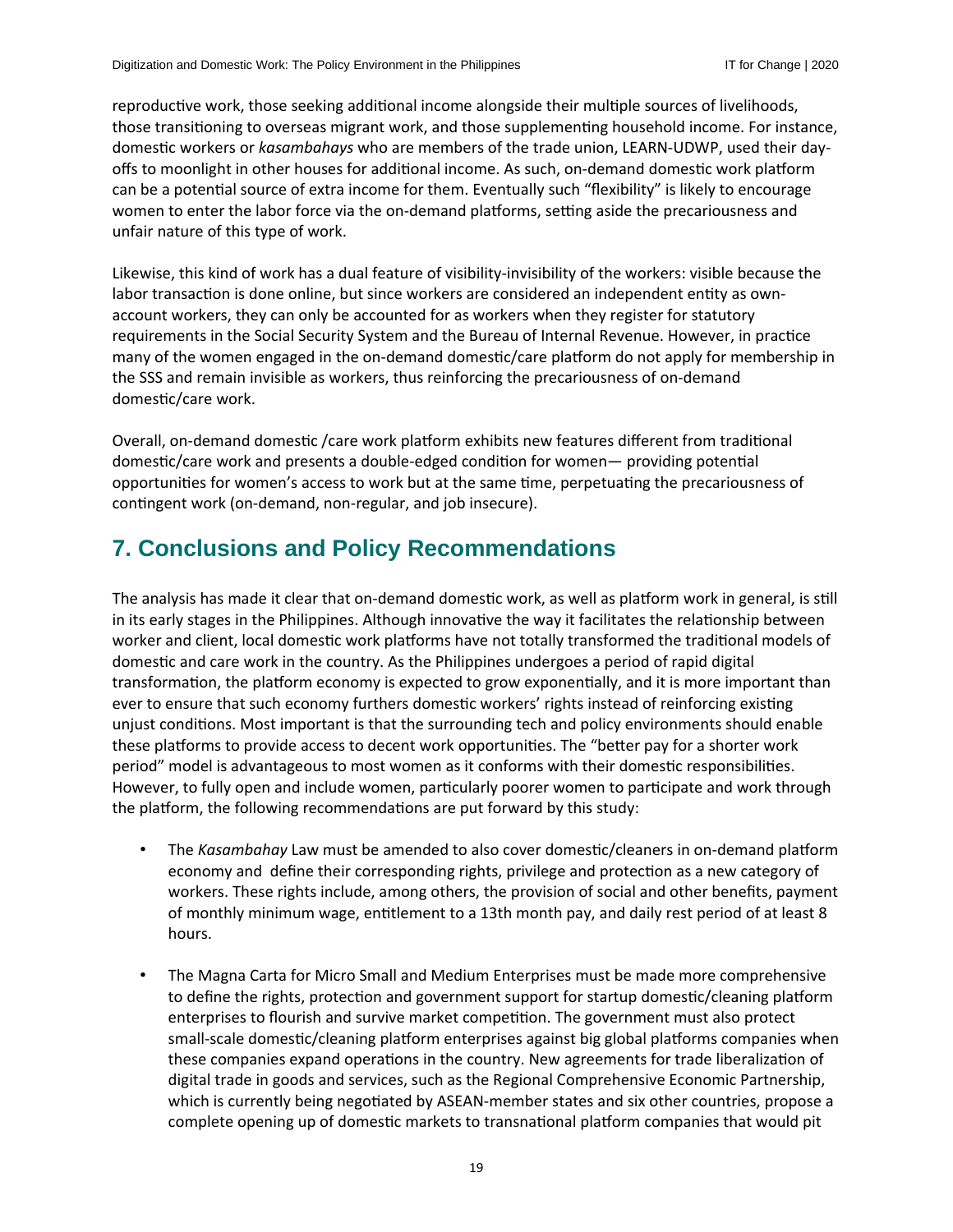reproductive work, those seeking additional income alongside their multiple sources of livelihoods, those transitioning to overseas migrant work, and those supplementing household income. For instance, domestic workers or *kasambahays* who are members of the trade union, LEARN-UDWP, used their day-offs to moonlight in other houses for additional income. As such, on-demand domestic work platform can be a potential source of extra income for them. Eventually such "flexibility" is likely to encourage women to enter the labor force via the on-demand platforms, setting aside the precariousness and unfair nature of this type of work.

Likewise, this kind of work has a dual feature of visibility-invisibility of the workers: visible because the labor transaction is done online, but since workers are considered an independent entity as own-account workers, they can only be accounted for as workers when they register for statutory requirements in the Social Security System and the Bureau of Internal Revenue. However, in practice many of the women engaged in the on-demand domestic/care platform do not apply for membership in the SSS and remain invisible as workers, thus reinforcing the precariousness of on-demand domestic/care work.

Overall, on-demand domestic /care work platform exhibits new features different from traditional domestic/care work and presents a double-edged condition for women— providing potential opportunities for women's access to work but at the same time, perpetuating the precariousness of contingent work (on-demand, non-regular, and job insecure).

## 7. Conclusions and Policy Recommendations

The analysis has made it clear that on-demand domestic work, as well as platform work in general, is still in its early stages in the Philippines. Although innovative the way it facilitates the relationship between worker and client, local domestic work platforms have not totally transformed the traditional models of domestic and care work in the country. As the Philippines undergoes a period of rapid digital transformation, the platform economy is expected to grow exponentially, and it is more important than ever to ensure that such economy furthers domestic workers' rights instead of reinforcing existing unjust conditions. Most important is that the surrounding tech and policy environments should enable these platforms to provide access to decent work opportunities. The "better pay for a shorter work period" model is advantageous to most women as it conforms with their domestic responsibilities. However, to fully open and include women, particularly poorer women to participate and work through the platform, the following recommendations are put forward by this study:

- The *Kasambahay* Law must be amended to also cover domestic/cleaners in on-demand platform economy and define their corresponding rights, privilege and protection as a new category of workers. These rights include, among others, the provision of social and other benefits, payment of monthly minimum wage, entitlement to a 13th month pay, and daily rest period of at least 8 hours.

- The Magna Carta for Micro Small and Medium Enterprises must be made more comprehensive to define the rights, protection and government support for startup domestic/cleaning platform enterprises to flourish and survive market competition. The government must also protect small-scale domestic/cleaning platform enterprises against big global platforms companies when these companies expand operations in the country. New agreements for trade liberalization of digital trade in goods and services, such as the Regional Comprehensive Economic Partnership, which is currently being negotiated by ASEAN-member states and six other countries, propose a complete opening up of domestic markets to transnational platform companies that would pit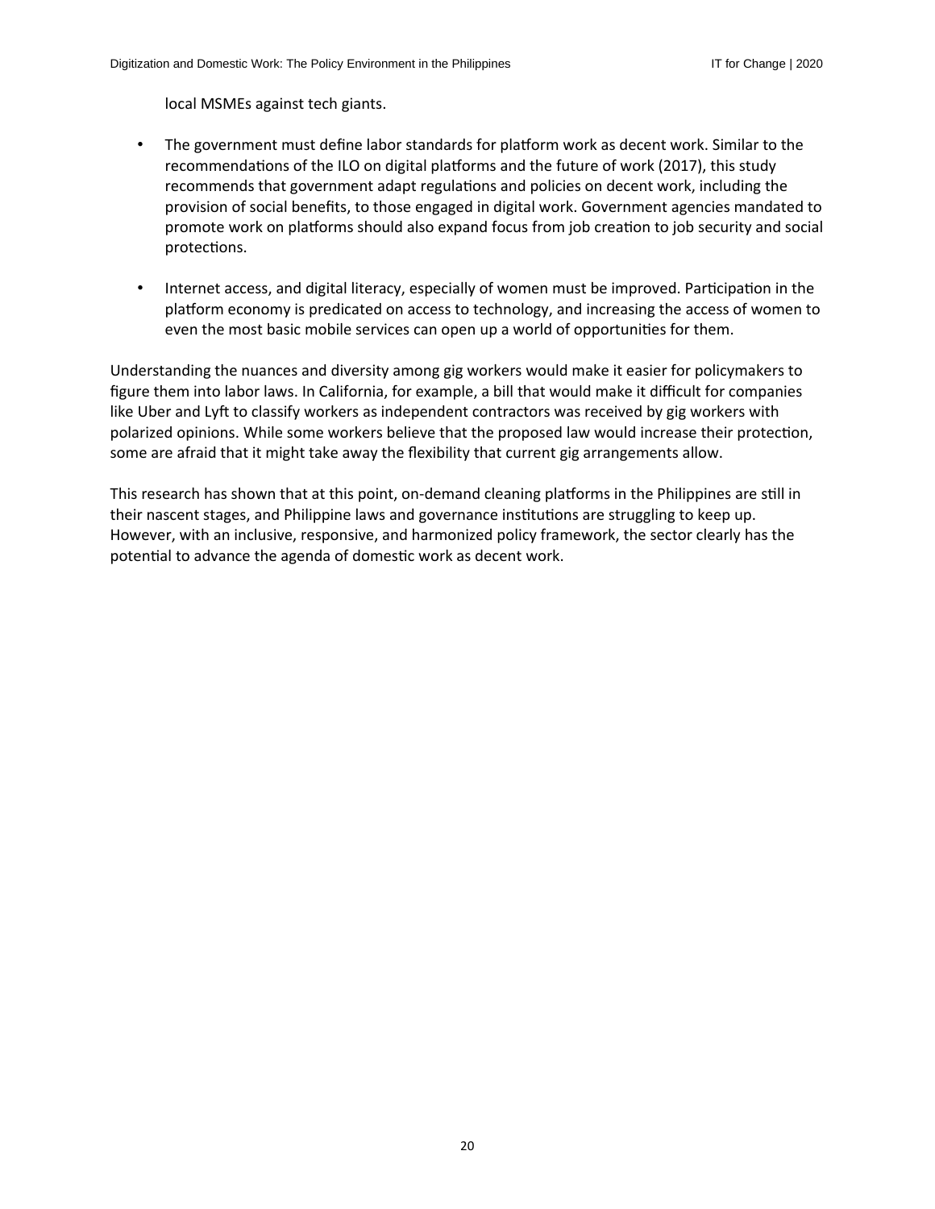local MSMEs against tech giants.

- The government must define labor standards for platform work as decent work. Similar to the recommendations of the ILO on digital platforms and the future of work (2017), this study recommends that government adapt regulations and policies on decent work, including the provision of social benefits, to those engaged in digital work. Government agencies mandated to promote work on platforms should also expand focus from job creation to job security and social protections.

- Internet access, and digital literacy, especially of women must be improved. Participation in the platform economy is predicated on access to technology, and increasing the access of women to even the most basic mobile services can open up a world of opportunities for them.

Understanding the nuances and diversity among gig workers would make it easier for policymakers to figure them into labor laws. In California, for example, a bill that would make it difficult for companies like Uber and Lyft to classify workers as independent contractors was received by gig workers with polarized opinions. While some workers believe that the proposed law would increase their protection, some are afraid that it might take away the flexibility that current gig arrangements allow.

This research has shown that at this point, on-demand cleaning platforms in the Philippines are still in their nascent stages, and Philippine laws and governance institutions are struggling to keep up. However, with an inclusive, responsive, and harmonized policy framework, the sector clearly has the potential to advance the agenda of domestic work as decent work.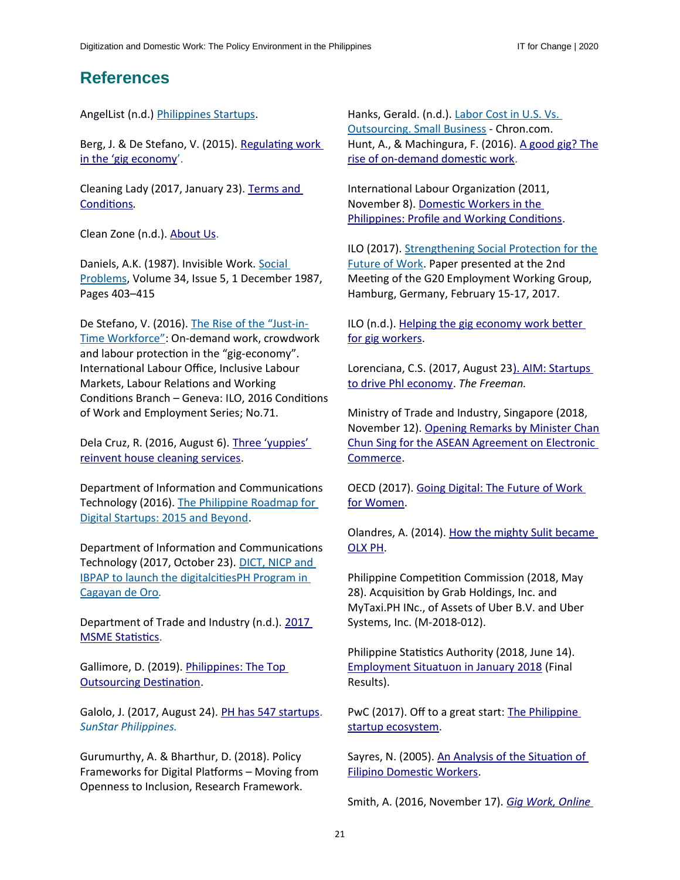# References

AngelList (n.d.) Philippines Startups.

Berg, J. & De Stefano, V. (2015). Regulating work in the 'gig economy'.

Cleaning Lady (2017, January 23). Terms and Conditions.

Clean Zone (n.d.). About Us.

Daniels, A.K. (1987). Invisible Work. Social Problems, Volume 34, Issue 5, 1 December 1987, Pages 403–415

De Stefano, V. (2016). The Rise of the "Just-in-Time Workforce": On-demand work, crowdwork and labour protection in the "gig-economy". International Labour Office, Inclusive Labour Markets, Labour Relations and Working Conditions Branch – Geneva: ILO, 2016 Conditions of Work and Employment Series; No.71.

Dela Cruz, R. (2016, August 6). Three 'yuppies' reinvent house cleaning services.

Department of Information and Communications Technology (2016). The Philippine Roadmap for Digital Startups: 2015 and Beyond.

Department of Information and Communications Technology (2017, October 23). DICT, NICP and IBPAP to launch the digitalcitiesPH Program in Cagayan de Oro.

Department of Trade and Industry (n.d.). 2017 MSME Statistics.

Gallimore, D. (2019). Philippines: The Top Outsourcing Destination.

Galolo, J. (2017, August 24). PH has 547 startups. *SunStar Philippines.*

Gurumurthy, A. & Bharthur, D. (2018). Policy Frameworks for Digital Platforms – Moving from Openness to Inclusion, Research Framework.

Hanks, Gerald. (n.d.). Labor Cost in U.S. Vs. Outsourcing. Small Business - Chron.com.

Hunt, A., & Machingura, F. (2016). A good gig? The rise of on-demand domestic work.

International Labour Organization (2011, November 8). Domestic Workers in the Philippines: Profile and Working Conditions.

ILO (2017). Strengthening Social Protection for the Future of Work. Paper presented at the 2nd Meeting of the G20 Employment Working Group, Hamburg, Germany, February 15-17, 2017.

ILO (n.d.). Helping the gig economy work better for gig workers.

Lorenciana, C.S. (2017, August 23). AIM: Startups to drive Phl economy. *The Freeman.*

Ministry of Trade and Industry, Singapore (2018, November 12). Opening Remarks by Minister Chan Chun Sing for the ASEAN Agreement on Electronic Commerce.

OECD (2017). Going Digital: The Future of Work for Women.

Olandres, A. (2014). How the mighty Sulit became OLX PH.

Philippine Competition Commission (2018, May 28). Acquisition by Grab Holdings, Inc. and MyTaxi.PH INc., of Assets of Uber B.V. and Uber Systems, Inc. (M-2018-012).

Philippine Statistics Authority (2018, June 14). Employment Situatuon in January 2018 (Final Results).

PwC (2017). Off to a great start: The Philippine startup ecosystem.

Sayres, N. (2005). An Analysis of the Situation of Filipino Domestic Workers.

Smith, A. (2016, November 17). *Gig Work, Online*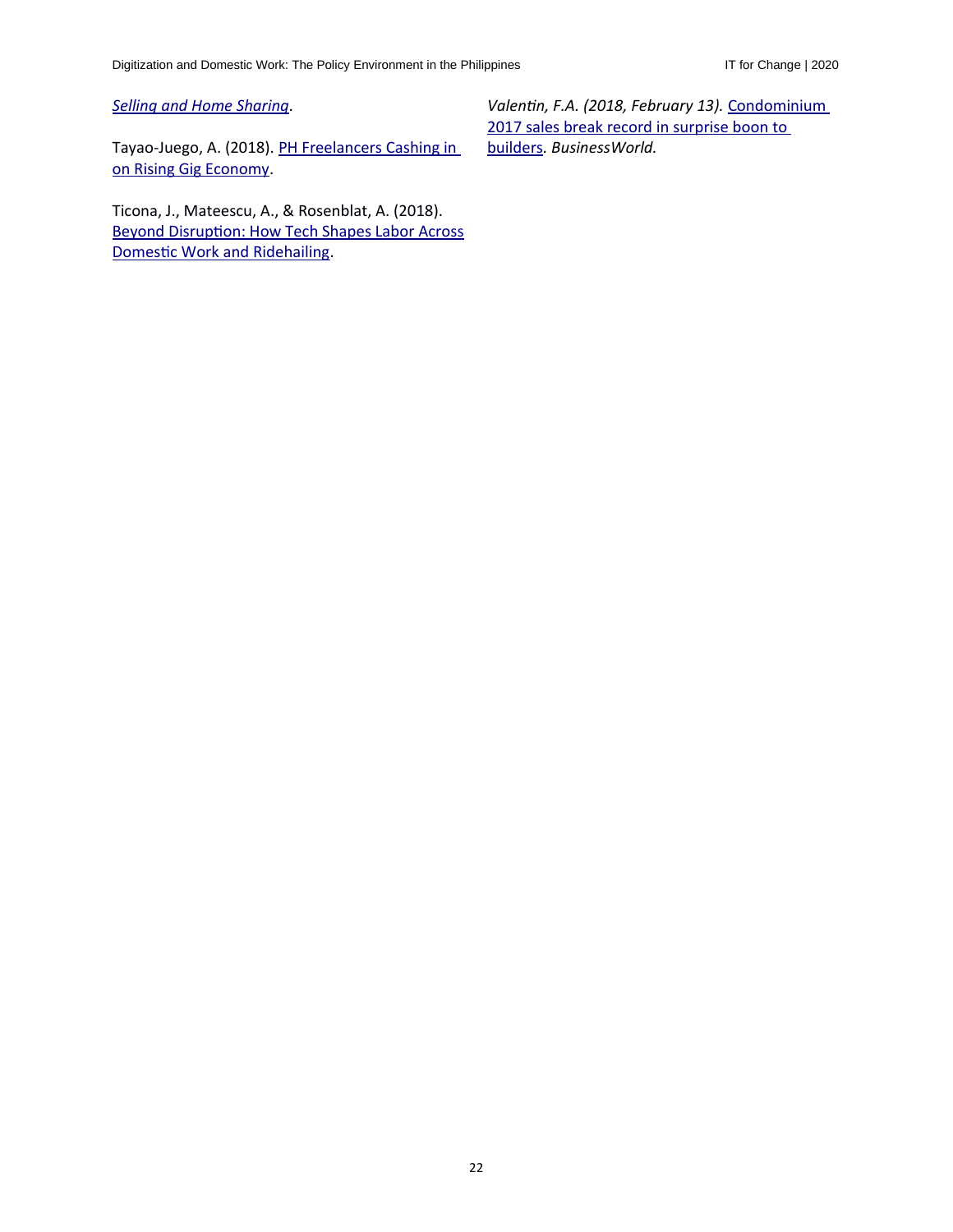*Selling and Home Sharing*.

Tayao-Juego, A. (2018). PH Freelancers Cashing in on Rising Gig Economy.

Ticona, J., Mateescu, A., & Rosenblat, A. (2018). Beyond Disruption: How Tech Shapes Labor Across Domestic Work and Ridehailing.

*Valentin, F.A. (2018, February 13).* Condominium 2017 sales break record in surprise boon to builders*. BusinessWorld.*